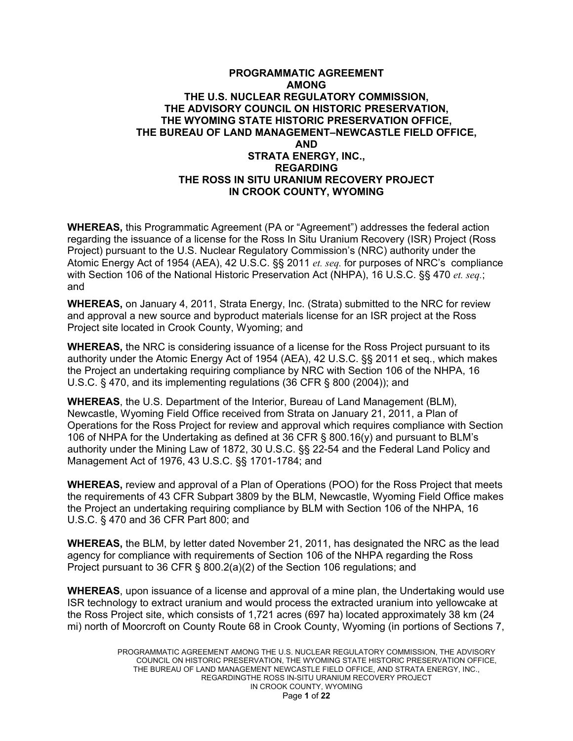**PROGRAMMATIC AGREEMENT**
**AMONG**
**THE U.S. NUCLEAR REGULATORY COMMISSION,**
**THE ADVISORY COUNCIL ON HISTORIC PRESERVATION,**
**THE WYOMING STATE HISTORIC PRESERVATION OFFICE,**
**THE BUREAU OF LAND MANAGEMENT–NEWCASTLE FIELD OFFICE,**
**AND**
**STRATA ENERGY, INC.,**
**REGARDING**
**THE ROSS IN SITU URANIUM RECOVERY PROJECT**
**IN CROOK COUNTY, WYOMING**

**WHEREAS,** this Programmatic Agreement (PA or "Agreement") addresses the federal action regarding the issuance of a license for the Ross In Situ Uranium Recovery (ISR) Project (Ross Project) pursuant to the U.S. Nuclear Regulatory Commission's (NRC) authority under the Atomic Energy Act of 1954 (AEA), 42 U.S.C. §§ 2011 *et. seq.* for purposes of NRC's compliance with Section 106 of the National Historic Preservation Act (NHPA), 16 U.S.C. §§ 470 *et. seq.*; and

**WHEREAS,** on January 4, 2011, Strata Energy, Inc. (Strata) submitted to the NRC for review and approval a new source and byproduct materials license for an ISR project at the Ross Project site located in Crook County, Wyoming; and

**WHEREAS,** the NRC is considering issuance of a license for the Ross Project pursuant to its authority under the Atomic Energy Act of 1954 (AEA), 42 U.S.C. §§ 2011 et seq., which makes the Project an undertaking requiring compliance by NRC with Section 106 of the NHPA, 16 U.S.C. § 470, and its implementing regulations (36 CFR § 800 (2004)); and

**WHEREAS**, the U.S. Department of the Interior, Bureau of Land Management (BLM), Newcastle, Wyoming Field Office received from Strata on January 21, 2011, a Plan of Operations for the Ross Project for review and approval which requires compliance with Section 106 of NHPA for the Undertaking as defined at 36 CFR § 800.16(y) and pursuant to BLM's authority under the Mining Law of 1872, 30 U.S.C. §§ 22-54 and the Federal Land Policy and Management Act of 1976, 43 U.S.C. §§ 1701-1784; and

**WHEREAS,** review and approval of a Plan of Operations (POO) for the Ross Project that meets the requirements of 43 CFR Subpart 3809 by the BLM, Newcastle, Wyoming Field Office makes the Project an undertaking requiring compliance by BLM with Section 106 of the NHPA, 16 U.S.C. § 470 and 36 CFR Part 800; and

**WHEREAS,** the BLM, by letter dated November 21, 2011, has designated the NRC as the lead agency for compliance with requirements of Section 106 of the NHPA regarding the Ross Project pursuant to 36 CFR § 800.2(a)(2) of the Section 106 regulations; and

**WHEREAS**, upon issuance of a license and approval of a mine plan, the Undertaking would use ISR technology to extract uranium and would process the extracted uranium into yellowcake at the Ross Project site, which consists of 1,721 acres (697 ha) located approximately 38 km (24 mi) north of Moorcroft on County Route 68 in Crook County, Wyoming (in portions of Sections 7,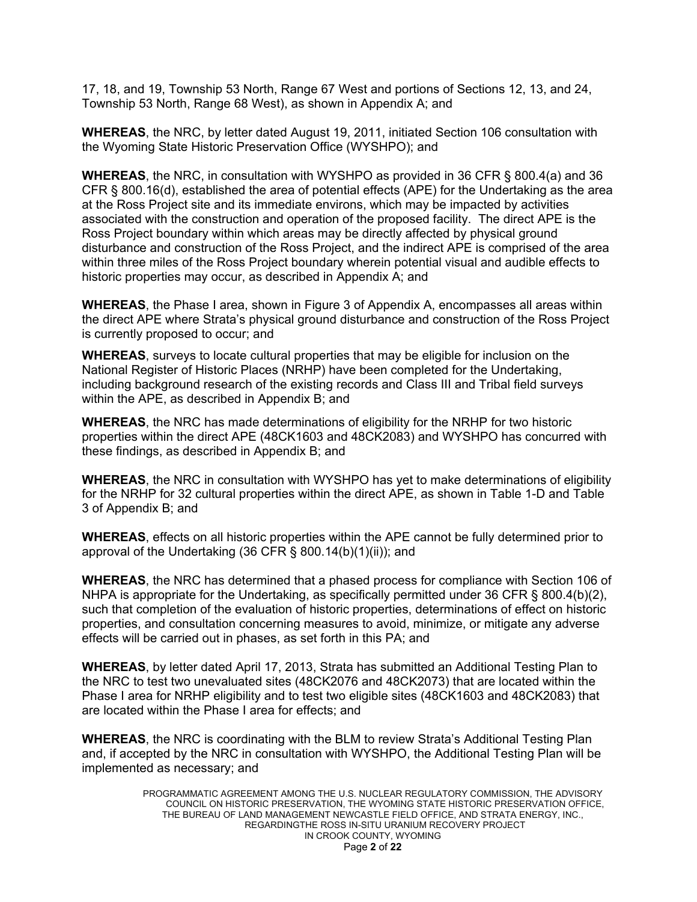17, 18, and 19, Township 53 North, Range 67 West and portions of Sections 12, 13, and 24, Township 53 North, Range 68 West), as shown in Appendix A; and

**WHEREAS**, the NRC, by letter dated August 19, 2011, initiated Section 106 consultation with the Wyoming State Historic Preservation Office (WYSHPO); and

**WHEREAS**, the NRC, in consultation with WYSHPO as provided in 36 CFR § 800.4(a) and 36 CFR § 800.16(d), established the area of potential effects (APE) for the Undertaking as the area at the Ross Project site and its immediate environs, which may be impacted by activities associated with the construction and operation of the proposed facility. The direct APE is the Ross Project boundary within which areas may be directly affected by physical ground disturbance and construction of the Ross Project, and the indirect APE is comprised of the area within three miles of the Ross Project boundary wherein potential visual and audible effects to historic properties may occur, as described in Appendix A; and

**WHEREAS**, the Phase I area, shown in Figure 3 of Appendix A, encompasses all areas within the direct APE where Strata's physical ground disturbance and construction of the Ross Project is currently proposed to occur; and

**WHEREAS**, surveys to locate cultural properties that may be eligible for inclusion on the National Register of Historic Places (NRHP) have been completed for the Undertaking, including background research of the existing records and Class III and Tribal field surveys within the APE, as described in Appendix B; and

**WHEREAS**, the NRC has made determinations of eligibility for the NRHP for two historic properties within the direct APE (48CK1603 and 48CK2083) and WYSHPO has concurred with these findings, as described in Appendix B; and

**WHEREAS**, the NRC in consultation with WYSHPO has yet to make determinations of eligibility for the NRHP for 32 cultural properties within the direct APE, as shown in Table 1-D and Table 3 of Appendix B; and

**WHEREAS**, effects on all historic properties within the APE cannot be fully determined prior to approval of the Undertaking (36 CFR § 800.14(b)(1)(ii)); and

**WHEREAS**, the NRC has determined that a phased process for compliance with Section 106 of NHPA is appropriate for the Undertaking, as specifically permitted under 36 CFR § 800.4(b)(2), such that completion of the evaluation of historic properties, determinations of effect on historic properties, and consultation concerning measures to avoid, minimize, or mitigate any adverse effects will be carried out in phases, as set forth in this PA; and

**WHEREAS**, by letter dated April 17, 2013, Strata has submitted an Additional Testing Plan to the NRC to test two unevaluated sites (48CK2076 and 48CK2073) that are located within the Phase I area for NRHP eligibility and to test two eligible sites (48CK1603 and 48CK2083) that are located within the Phase I area for effects; and

**WHEREAS**, the NRC is coordinating with the BLM to review Strata's Additional Testing Plan and, if accepted by the NRC in consultation with WYSHPO, the Additional Testing Plan will be implemented as necessary; and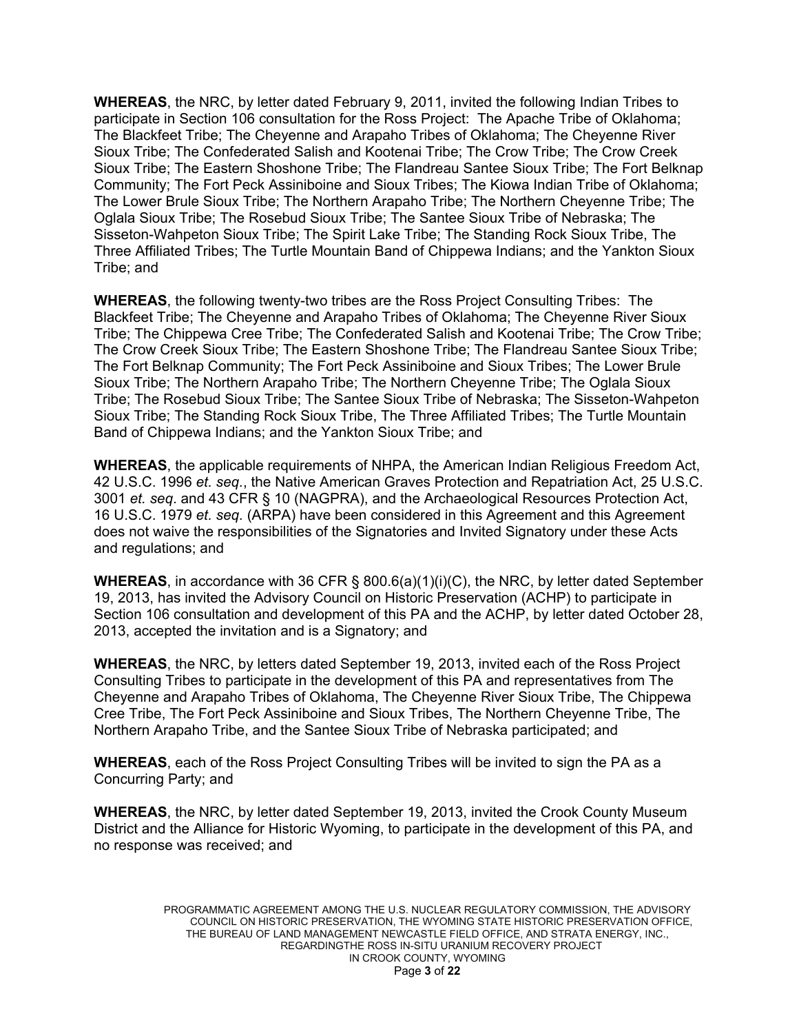**WHEREAS**, the NRC, by letter dated February 9, 2011, invited the following Indian Tribes to participate in Section 106 consultation for the Ross Project: The Apache Tribe of Oklahoma; The Blackfeet Tribe; The Cheyenne and Arapaho Tribes of Oklahoma; The Cheyenne River Sioux Tribe; The Confederated Salish and Kootenai Tribe; The Crow Tribe; The Crow Creek Sioux Tribe; The Eastern Shoshone Tribe; The Flandreau Santee Sioux Tribe; The Fort Belknap Community; The Fort Peck Assiniboine and Sioux Tribes; The Kiowa Indian Tribe of Oklahoma; The Lower Brule Sioux Tribe; The Northern Arapaho Tribe; The Northern Cheyenne Tribe; The Oglala Sioux Tribe; The Rosebud Sioux Tribe; The Santee Sioux Tribe of Nebraska; The Sisseton-Wahpeton Sioux Tribe; The Spirit Lake Tribe; The Standing Rock Sioux Tribe, The Three Affiliated Tribes; The Turtle Mountain Band of Chippewa Indians; and the Yankton Sioux Tribe; and

**WHEREAS**, the following twenty-two tribes are the Ross Project Consulting Tribes: The Blackfeet Tribe; The Cheyenne and Arapaho Tribes of Oklahoma; The Cheyenne River Sioux Tribe; The Chippewa Cree Tribe; The Confederated Salish and Kootenai Tribe; The Crow Tribe; The Crow Creek Sioux Tribe; The Eastern Shoshone Tribe; The Flandreau Santee Sioux Tribe; The Fort Belknap Community; The Fort Peck Assiniboine and Sioux Tribes; The Lower Brule Sioux Tribe; The Northern Arapaho Tribe; The Northern Cheyenne Tribe; The Oglala Sioux Tribe; The Rosebud Sioux Tribe; The Santee Sioux Tribe of Nebraska; The Sisseton-Wahpeton Sioux Tribe; The Standing Rock Sioux Tribe, The Three Affiliated Tribes; The Turtle Mountain Band of Chippewa Indians; and the Yankton Sioux Tribe; and

**WHEREAS**, the applicable requirements of NHPA, the American Indian Religious Freedom Act, 42 U.S.C. 1996 *et. seq*., the Native American Graves Protection and Repatriation Act, 25 U.S.C. 3001 *et. seq*. and 43 CFR § 10 (NAGPRA), and the Archaeological Resources Protection Act, 16 U.S.C. 1979 *et. seq.* (ARPA) have been considered in this Agreement and this Agreement does not waive the responsibilities of the Signatories and Invited Signatory under these Acts and regulations; and

**WHEREAS**, in accordance with 36 CFR § 800.6(a)(1)(i)(C), the NRC, by letter dated September 19, 2013, has invited the Advisory Council on Historic Preservation (ACHP) to participate in Section 106 consultation and development of this PA and the ACHP, by letter dated October 28, 2013, accepted the invitation and is a Signatory; and

**WHEREAS**, the NRC, by letters dated September 19, 2013, invited each of the Ross Project Consulting Tribes to participate in the development of this PA and representatives from The Cheyenne and Arapaho Tribes of Oklahoma, The Cheyenne River Sioux Tribe, The Chippewa Cree Tribe, The Fort Peck Assiniboine and Sioux Tribes, The Northern Cheyenne Tribe, The Northern Arapaho Tribe, and the Santee Sioux Tribe of Nebraska participated; and

**WHEREAS**, each of the Ross Project Consulting Tribes will be invited to sign the PA as a Concurring Party; and

**WHEREAS**, the NRC, by letter dated September 19, 2013, invited the Crook County Museum District and the Alliance for Historic Wyoming, to participate in the development of this PA, and no response was received; and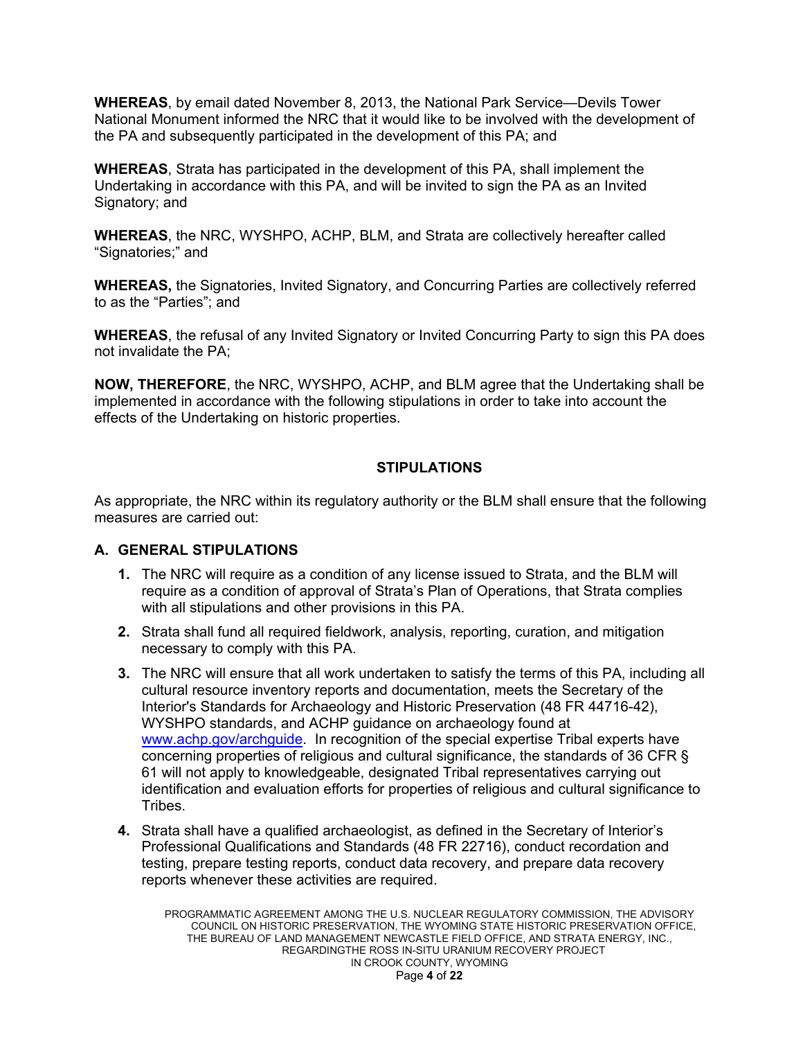**WHEREAS**, by email dated November 8, 2013, the National Park Service—Devils Tower National Monument informed the NRC that it would like to be involved with the development of the PA and subsequently participated in the development of this PA; and

**WHEREAS**, Strata has participated in the development of this PA, shall implement the Undertaking in accordance with this PA, and will be invited to sign the PA as an Invited Signatory; and

**WHEREAS**, the NRC, WYSHPO, ACHP, BLM, and Strata are collectively hereafter called "Signatories;" and

**WHEREAS,** the Signatories, Invited Signatory, and Concurring Parties are collectively referred to as the "Parties"; and

**WHEREAS**, the refusal of any Invited Signatory or Invited Concurring Party to sign this PA does not invalidate the PA;

**NOW, THEREFORE**, the NRC, WYSHPO, ACHP, and BLM agree that the Undertaking shall be implemented in accordance with the following stipulations in order to take into account the effects of the Undertaking on historic properties.

## STIPULATIONS

As appropriate, the NRC within its regulatory authority or the BLM shall ensure that the following measures are carried out:

### A. GENERAL STIPULATIONS

1. The NRC will require as a condition of any license issued to Strata, and the BLM will require as a condition of approval of Strata's Plan of Operations, that Strata complies with all stipulations and other provisions in this PA.
2. Strata shall fund all required fieldwork, analysis, reporting, curation, and mitigation necessary to comply with this PA.
3. The NRC will ensure that all work undertaken to satisfy the terms of this PA, including all cultural resource inventory reports and documentation, meets the Secretary of the Interior's Standards for Archaeology and Historic Preservation (48 FR 44716-42), WYSHPO standards, and ACHP guidance on archaeology found at www.achp.gov/archguide. In recognition of the special expertise Tribal experts have concerning properties of religious and cultural significance, the standards of 36 CFR § 61 will not apply to knowledgeable, designated Tribal representatives carrying out identification and evaluation efforts for properties of religious and cultural significance to Tribes.
4. Strata shall have a qualified archaeologist, as defined in the Secretary of Interior's Professional Qualifications and Standards (48 FR 22716), conduct recordation and testing, prepare testing reports, conduct data recovery, and prepare data recovery reports whenever these activities are required.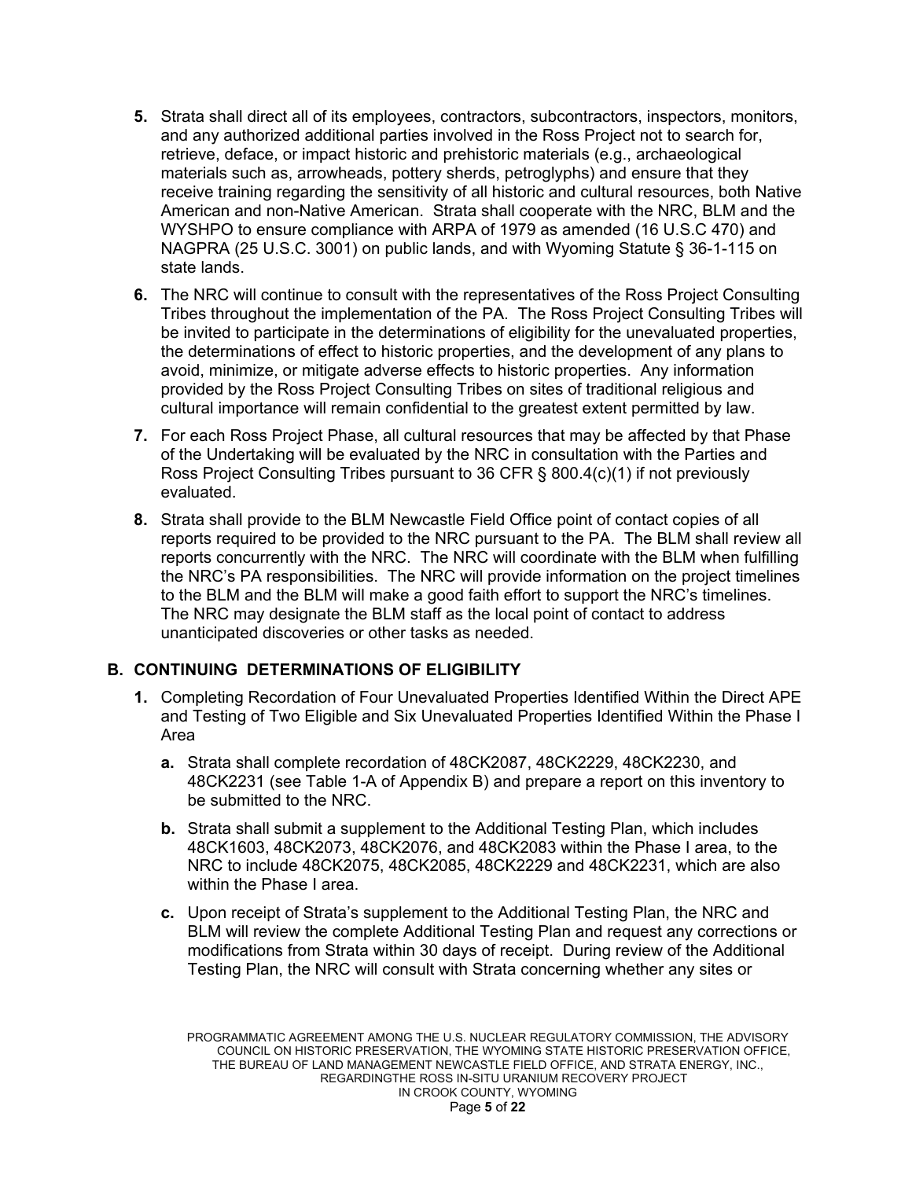5. Strata shall direct all of its employees, contractors, subcontractors, inspectors, monitors, and any authorized additional parties involved in the Ross Project not to search for, retrieve, deface, or impact historic and prehistoric materials (e.g., archaeological materials such as, arrowheads, pottery sherds, petroglyphs) and ensure that they receive training regarding the sensitivity of all historic and cultural resources, both Native American and non-Native American. Strata shall cooperate with the NRC, BLM and the WYSHPO to ensure compliance with ARPA of 1979 as amended (16 U.S.C 470) and NAGPRA (25 U.S.C. 3001) on public lands, and with Wyoming Statute § 36-1-115 on state lands.

6. The NRC will continue to consult with the representatives of the Ross Project Consulting Tribes throughout the implementation of the PA. The Ross Project Consulting Tribes will be invited to participate in the determinations of eligibility for the unevaluated properties, the determinations of effect to historic properties, and the development of any plans to avoid, minimize, or mitigate adverse effects to historic properties. Any information provided by the Ross Project Consulting Tribes on sites of traditional religious and cultural importance will remain confidential to the greatest extent permitted by law.

7. For each Ross Project Phase, all cultural resources that may be affected by that Phase of the Undertaking will be evaluated by the NRC in consultation with the Parties and Ross Project Consulting Tribes pursuant to 36 CFR § 800.4(c)(1) if not previously evaluated.

8. Strata shall provide to the BLM Newcastle Field Office point of contact copies of all reports required to be provided to the NRC pursuant to the PA. The BLM shall review all reports concurrently with the NRC. The NRC will coordinate with the BLM when fulfilling the NRC's PA responsibilities. The NRC will provide information on the project timelines to the BLM and the BLM will make a good faith effort to support the NRC's timelines. The NRC may designate the BLM staff as the local point of contact to address unanticipated discoveries or other tasks as needed.

## B. CONTINUING DETERMINATIONS OF ELIGIBILITY

1. Completing Recordation of Four Unevaluated Properties Identified Within the Direct APE and Testing of Two Eligible and Six Unevaluated Properties Identified Within the Phase I Area

   a. Strata shall complete recordation of 48CK2087, 48CK2229, 48CK2230, and 48CK2231 (see Table 1-A of Appendix B) and prepare a report on this inventory to be submitted to the NRC.

   b. Strata shall submit a supplement to the Additional Testing Plan, which includes 48CK1603, 48CK2073, 48CK2076, and 48CK2083 within the Phase I area, to the NRC to include 48CK2075, 48CK2085, 48CK2229 and 48CK2231, which are also within the Phase I area.

   c. Upon receipt of Strata's supplement to the Additional Testing Plan, the NRC and BLM will review the complete Additional Testing Plan and request any corrections or modifications from Strata within 30 days of receipt. During review of the Additional Testing Plan, the NRC will consult with Strata concerning whether any sites or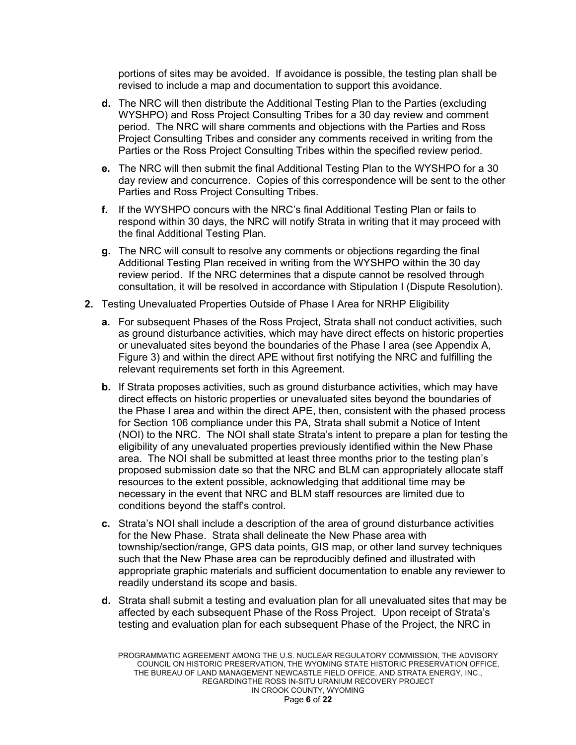portions of sites may be avoided. If avoidance is possible, the testing plan shall be revised to include a map and documentation to support this avoidance.

- **d.** The NRC will then distribute the Additional Testing Plan to the Parties (excluding WYSHPO) and Ross Project Consulting Tribes for a 30 day review and comment period. The NRC will share comments and objections with the Parties and Ross Project Consulting Tribes and consider any comments received in writing from the Parties or the Ross Project Consulting Tribes within the specified review period.
- **e.** The NRC will then submit the final Additional Testing Plan to the WYSHPO for a 30 day review and concurrence. Copies of this correspondence will be sent to the other Parties and Ross Project Consulting Tribes.
- **f.** If the WYSHPO concurs with the NRC's final Additional Testing Plan or fails to respond within 30 days, the NRC will notify Strata in writing that it may proceed with the final Additional Testing Plan.
- **g.** The NRC will consult to resolve any comments or objections regarding the final Additional Testing Plan received in writing from the WYSHPO within the 30 day review period. If the NRC determines that a dispute cannot be resolved through consultation, it will be resolved in accordance with Stipulation I (Dispute Resolution).

**2.** Testing Unevaluated Properties Outside of Phase I Area for NRHP Eligibility

- **a.** For subsequent Phases of the Ross Project, Strata shall not conduct activities, such as ground disturbance activities, which may have direct effects on historic properties or unevaluated sites beyond the boundaries of the Phase I area (see Appendix A, Figure 3) and within the direct APE without first notifying the NRC and fulfilling the relevant requirements set forth in this Agreement.
- **b.** If Strata proposes activities, such as ground disturbance activities, which may have direct effects on historic properties or unevaluated sites beyond the boundaries of the Phase I area and within the direct APE, then, consistent with the phased process for Section 106 compliance under this PA, Strata shall submit a Notice of Intent (NOI) to the NRC. The NOI shall state Strata's intent to prepare a plan for testing the eligibility of any unevaluated properties previously identified within the New Phase area. The NOI shall be submitted at least three months prior to the testing plan's proposed submission date so that the NRC and BLM can appropriately allocate staff resources to the extent possible, acknowledging that additional time may be necessary in the event that NRC and BLM staff resources are limited due to conditions beyond the staff's control.
- **c.** Strata's NOI shall include a description of the area of ground disturbance activities for the New Phase. Strata shall delineate the New Phase area with township/section/range, GPS data points, GIS map, or other land survey techniques such that the New Phase area can be reproducibly defined and illustrated with appropriate graphic materials and sufficient documentation to enable any reviewer to readily understand its scope and basis.
- **d.** Strata shall submit a testing and evaluation plan for all unevaluated sites that may be affected by each subsequent Phase of the Ross Project. Upon receipt of Strata's testing and evaluation plan for each subsequent Phase of the Project, the NRC in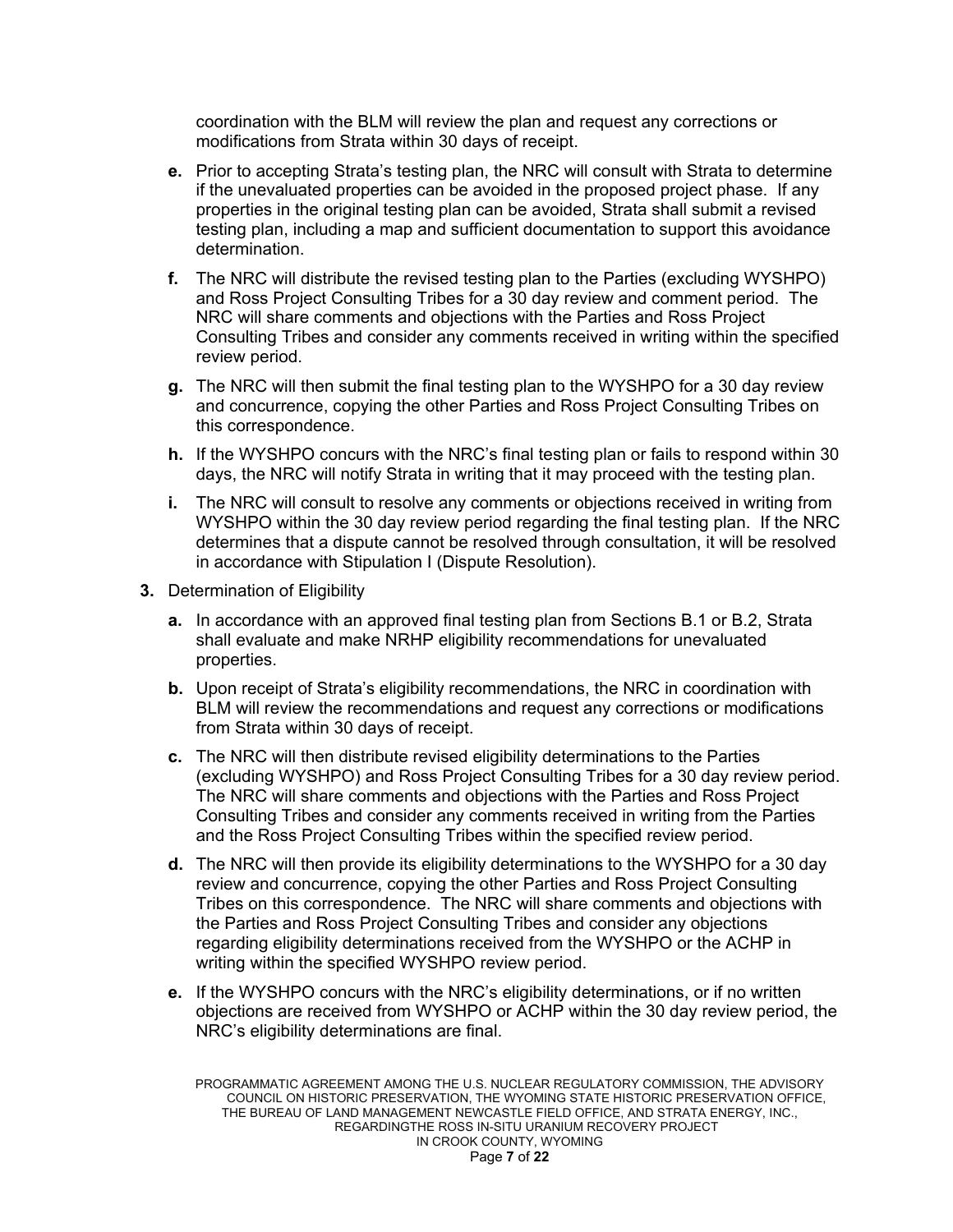coordination with the BLM will review the plan and request any corrections or modifications from Strata within 30 days of receipt.

- **e.** Prior to accepting Strata's testing plan, the NRC will consult with Strata to determine if the unevaluated properties can be avoided in the proposed project phase. If any properties in the original testing plan can be avoided, Strata shall submit a revised testing plan, including a map and sufficient documentation to support this avoidance determination.
- **f.** The NRC will distribute the revised testing plan to the Parties (excluding WYSHPO) and Ross Project Consulting Tribes for a 30 day review and comment period. The NRC will share comments and objections with the Parties and Ross Project Consulting Tribes and consider any comments received in writing within the specified review period.
- **g.** The NRC will then submit the final testing plan to the WYSHPO for a 30 day review and concurrence, copying the other Parties and Ross Project Consulting Tribes on this correspondence.
- **h.** If the WYSHPO concurs with the NRC's final testing plan or fails to respond within 30 days, the NRC will notify Strata in writing that it may proceed with the testing plan.
- **i.** The NRC will consult to resolve any comments or objections received in writing from WYSHPO within the 30 day review period regarding the final testing plan. If the NRC determines that a dispute cannot be resolved through consultation, it will be resolved in accordance with Stipulation I (Dispute Resolution).

**3.** Determination of Eligibility

- **a.** In accordance with an approved final testing plan from Sections B.1 or B.2, Strata shall evaluate and make NRHP eligibility recommendations for unevaluated properties.
- **b.** Upon receipt of Strata's eligibility recommendations, the NRC in coordination with BLM will review the recommendations and request any corrections or modifications from Strata within 30 days of receipt.
- **c.** The NRC will then distribute revised eligibility determinations to the Parties (excluding WYSHPO) and Ross Project Consulting Tribes for a 30 day review period. The NRC will share comments and objections with the Parties and Ross Project Consulting Tribes and consider any comments received in writing from the Parties and the Ross Project Consulting Tribes within the specified review period.
- **d.** The NRC will then provide its eligibility determinations to the WYSHPO for a 30 day review and concurrence, copying the other Parties and Ross Project Consulting Tribes on this correspondence. The NRC will share comments and objections with the Parties and Ross Project Consulting Tribes and consider any objections regarding eligibility determinations received from the WYSHPO or the ACHP in writing within the specified WYSHPO review period.
- **e.** If the WYSHPO concurs with the NRC's eligibility determinations, or if no written objections are received from WYSHPO or ACHP within the 30 day review period, the NRC's eligibility determinations are final.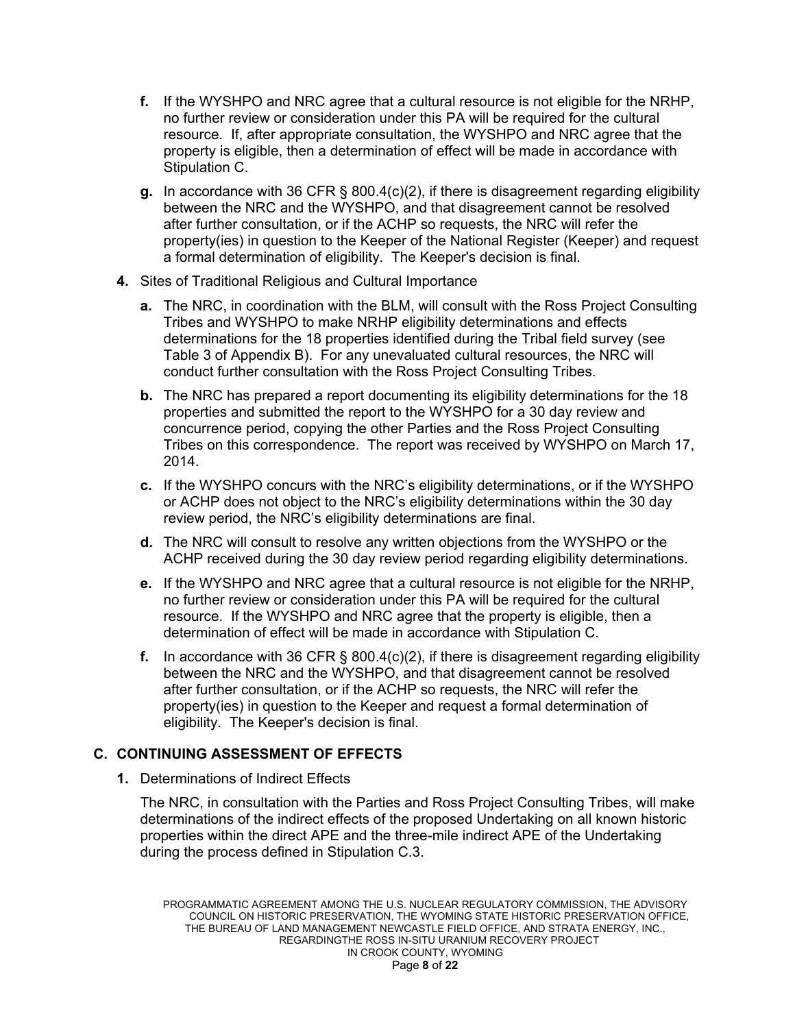**f.** If the WYSHPO and NRC agree that a cultural resource is not eligible for the NRHP, no further review or consideration under this PA will be required for the cultural resource. If, after appropriate consultation, the WYSHPO and NRC agree that the property is eligible, then a determination of effect will be made in accordance with Stipulation C.

**g.** In accordance with 36 CFR § 800.4(c)(2), if there is disagreement regarding eligibility between the NRC and the WYSHPO, and that disagreement cannot be resolved after further consultation, or if the ACHP so requests, the NRC will refer the property(ies) in question to the Keeper of the National Register (Keeper) and request a formal determination of eligibility. The Keeper's decision is final.

**4.** Sites of Traditional Religious and Cultural Importance

**a.** The NRC, in coordination with the BLM, will consult with the Ross Project Consulting Tribes and WYSHPO to make NRHP eligibility determinations and effects determinations for the 18 properties identified during the Tribal field survey (see Table 3 of Appendix B). For any unevaluated cultural resources, the NRC will conduct further consultation with the Ross Project Consulting Tribes.

**b.** The NRC has prepared a report documenting its eligibility determinations for the 18 properties and submitted the report to the WYSHPO for a 30 day review and concurrence period, copying the other Parties and the Ross Project Consulting Tribes on this correspondence. The report was received by WYSHPO on March 17, 2014.

**c.** If the WYSHPO concurs with the NRC's eligibility determinations, or if the WYSHPO or ACHP does not object to the NRC's eligibility determinations within the 30 day review period, the NRC's eligibility determinations are final.

**d.** The NRC will consult to resolve any written objections from the WYSHPO or the ACHP received during the 30 day review period regarding eligibility determinations.

**e.** If the WYSHPO and NRC agree that a cultural resource is not eligible for the NRHP, no further review or consideration under this PA will be required for the cultural resource. If the WYSHPO and NRC agree that the property is eligible, then a determination of effect will be made in accordance with Stipulation C.

**f.** In accordance with 36 CFR § 800.4(c)(2), if there is disagreement regarding eligibility between the NRC and the WYSHPO, and that disagreement cannot be resolved after further consultation, or if the ACHP so requests, the NRC will refer the property(ies) in question to the Keeper and request a formal determination of eligibility. The Keeper's decision is final.

## C. CONTINUING ASSESSMENT OF EFFECTS

**1.** Determinations of Indirect Effects

The NRC, in consultation with the Parties and Ross Project Consulting Tribes, will make determinations of the indirect effects of the proposed Undertaking on all known historic properties within the direct APE and the three-mile indirect APE of the Undertaking during the process defined in Stipulation C.3.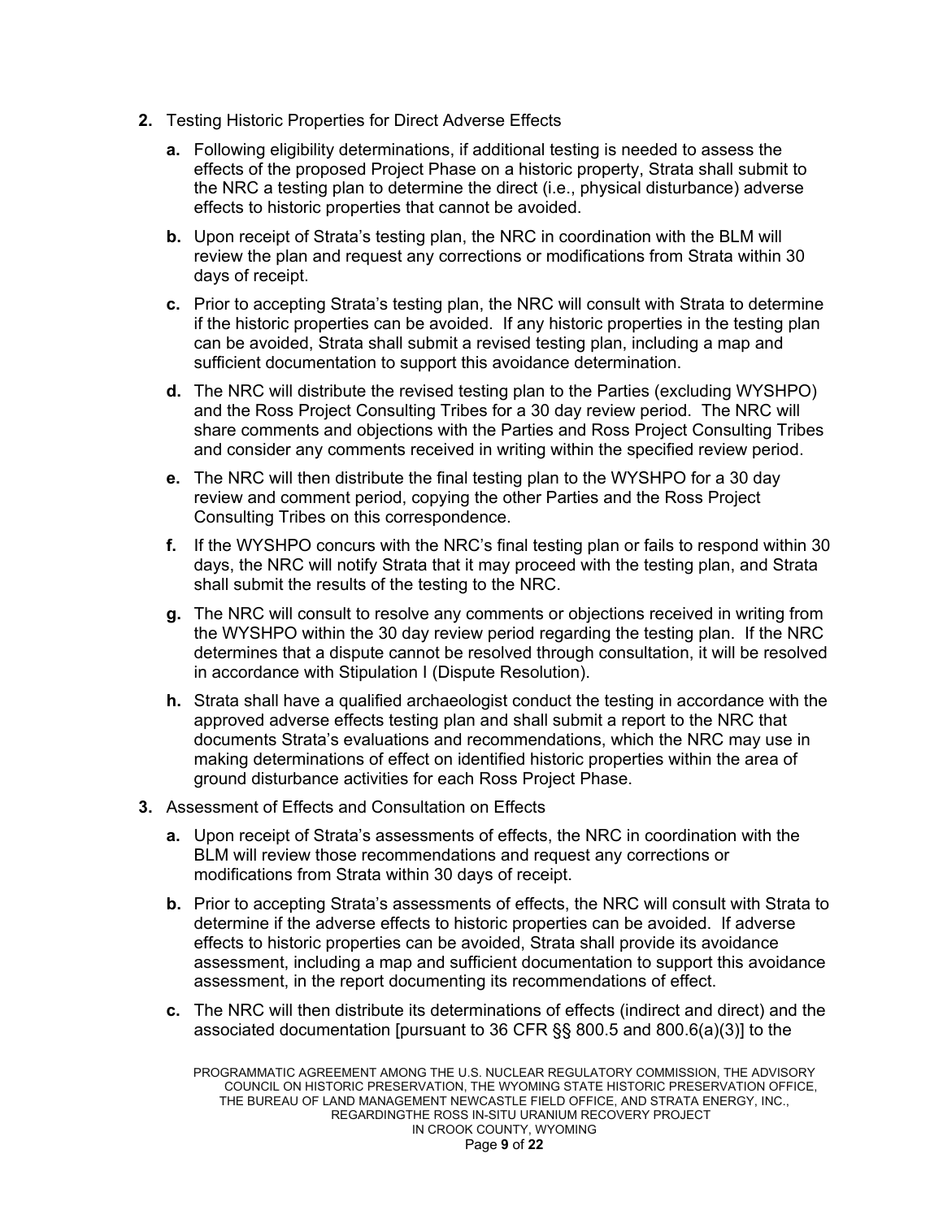**2.** Testing Historic Properties for Direct Adverse Effects

**a.** Following eligibility determinations, if additional testing is needed to assess the effects of the proposed Project Phase on a historic property, Strata shall submit to the NRC a testing plan to determine the direct (i.e., physical disturbance) adverse effects to historic properties that cannot be avoided.

**b.** Upon receipt of Strata's testing plan, the NRC in coordination with the BLM will review the plan and request any corrections or modifications from Strata within 30 days of receipt.

**c.** Prior to accepting Strata's testing plan, the NRC will consult with Strata to determine if the historic properties can be avoided. If any historic properties in the testing plan can be avoided, Strata shall submit a revised testing plan, including a map and sufficient documentation to support this avoidance determination.

**d.** The NRC will distribute the revised testing plan to the Parties (excluding WYSHPO) and the Ross Project Consulting Tribes for a 30 day review period. The NRC will share comments and objections with the Parties and Ross Project Consulting Tribes and consider any comments received in writing within the specified review period.

**e.** The NRC will then distribute the final testing plan to the WYSHPO for a 30 day review and comment period, copying the other Parties and the Ross Project Consulting Tribes on this correspondence.

**f.** If the WYSHPO concurs with the NRC's final testing plan or fails to respond within 30 days, the NRC will notify Strata that it may proceed with the testing plan, and Strata shall submit the results of the testing to the NRC.

**g.** The NRC will consult to resolve any comments or objections received in writing from the WYSHPO within the 30 day review period regarding the testing plan. If the NRC determines that a dispute cannot be resolved through consultation, it will be resolved in accordance with Stipulation I (Dispute Resolution).

**h.** Strata shall have a qualified archaeologist conduct the testing in accordance with the approved adverse effects testing plan and shall submit a report to the NRC that documents Strata's evaluations and recommendations, which the NRC may use in making determinations of effect on identified historic properties within the area of ground disturbance activities for each Ross Project Phase.

**3.** Assessment of Effects and Consultation on Effects

**a.** Upon receipt of Strata's assessments of effects, the NRC in coordination with the BLM will review those recommendations and request any corrections or modifications from Strata within 30 days of receipt.

**b.** Prior to accepting Strata's assessments of effects, the NRC will consult with Strata to determine if the adverse effects to historic properties can be avoided. If adverse effects to historic properties can be avoided, Strata shall provide its avoidance assessment, including a map and sufficient documentation to support this avoidance assessment, in the report documenting its recommendations of effect.

**c.** The NRC will then distribute its determinations of effects (indirect and direct) and the associated documentation [pursuant to 36 CFR §§ 800.5 and 800.6(a)(3)] to the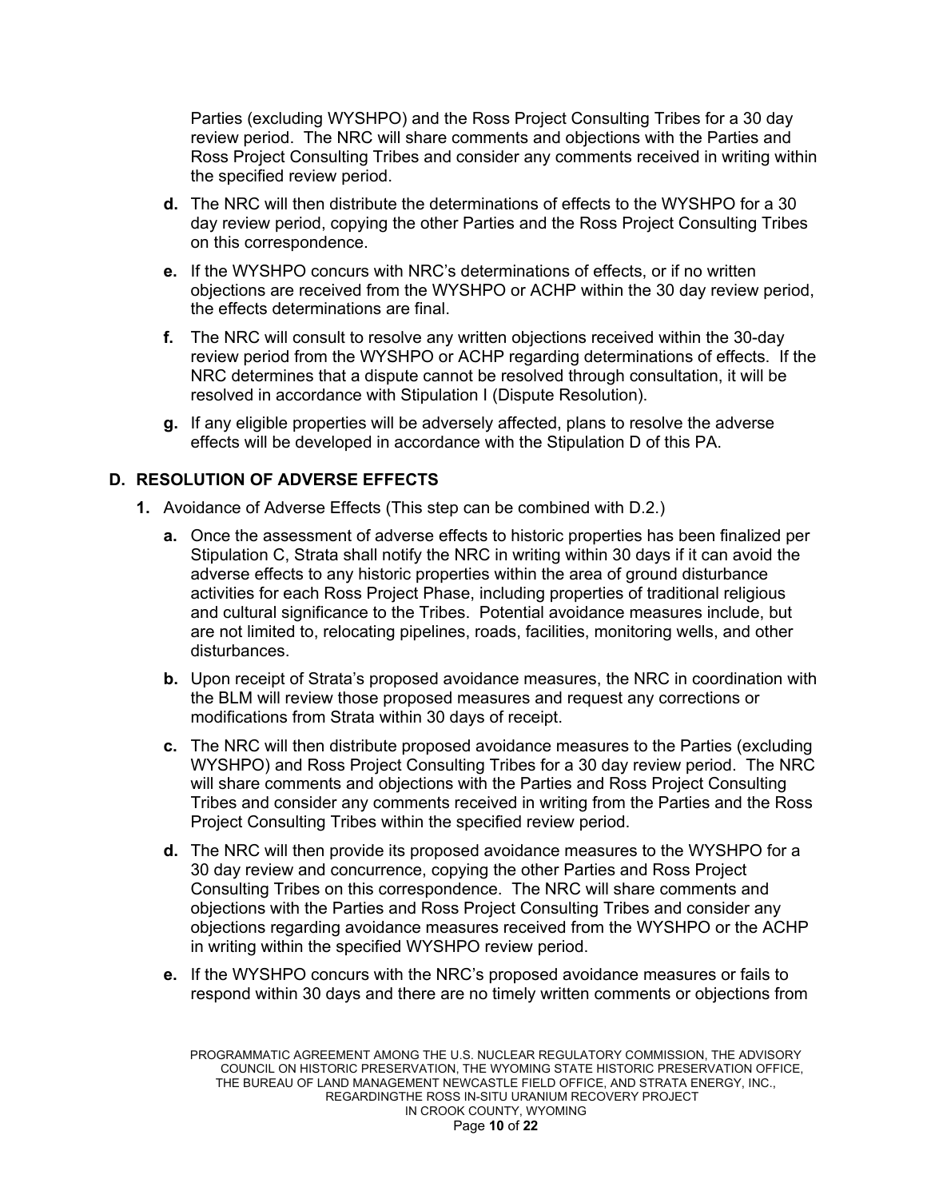Parties (excluding WYSHPO) and the Ross Project Consulting Tribes for a 30 day review period. The NRC will share comments and objections with the Parties and Ross Project Consulting Tribes and consider any comments received in writing within the specified review period.

**d.** The NRC will then distribute the determinations of effects to the WYSHPO for a 30 day review period, copying the other Parties and the Ross Project Consulting Tribes on this correspondence.

**e.** If the WYSHPO concurs with NRC's determinations of effects, or if no written objections are received from the WYSHPO or ACHP within the 30 day review period, the effects determinations are final.

**f.** The NRC will consult to resolve any written objections received within the 30-day review period from the WYSHPO or ACHP regarding determinations of effects. If the NRC determines that a dispute cannot be resolved through consultation, it will be resolved in accordance with Stipulation I (Dispute Resolution).

**g.** If any eligible properties will be adversely affected, plans to resolve the adverse effects will be developed in accordance with the Stipulation D of this PA.

## D. RESOLUTION OF ADVERSE EFFECTS

**1.** Avoidance of Adverse Effects (This step can be combined with D.2.)

**a.** Once the assessment of adverse effects to historic properties has been finalized per Stipulation C, Strata shall notify the NRC in writing within 30 days if it can avoid the adverse effects to any historic properties within the area of ground disturbance activities for each Ross Project Phase, including properties of traditional religious and cultural significance to the Tribes. Potential avoidance measures include, but are not limited to, relocating pipelines, roads, facilities, monitoring wells, and other disturbances.

**b.** Upon receipt of Strata's proposed avoidance measures, the NRC in coordination with the BLM will review those proposed measures and request any corrections or modifications from Strata within 30 days of receipt.

**c.** The NRC will then distribute proposed avoidance measures to the Parties (excluding WYSHPO) and Ross Project Consulting Tribes for a 30 day review period. The NRC will share comments and objections with the Parties and Ross Project Consulting Tribes and consider any comments received in writing from the Parties and the Ross Project Consulting Tribes within the specified review period.

**d.** The NRC will then provide its proposed avoidance measures to the WYSHPO for a 30 day review and concurrence, copying the other Parties and Ross Project Consulting Tribes on this correspondence. The NRC will share comments and objections with the Parties and Ross Project Consulting Tribes and consider any objections regarding avoidance measures received from the WYSHPO or the ACHP in writing within the specified WYSHPO review period.

**e.** If the WYSHPO concurs with the NRC's proposed avoidance measures or fails to respond within 30 days and there are no timely written comments or objections from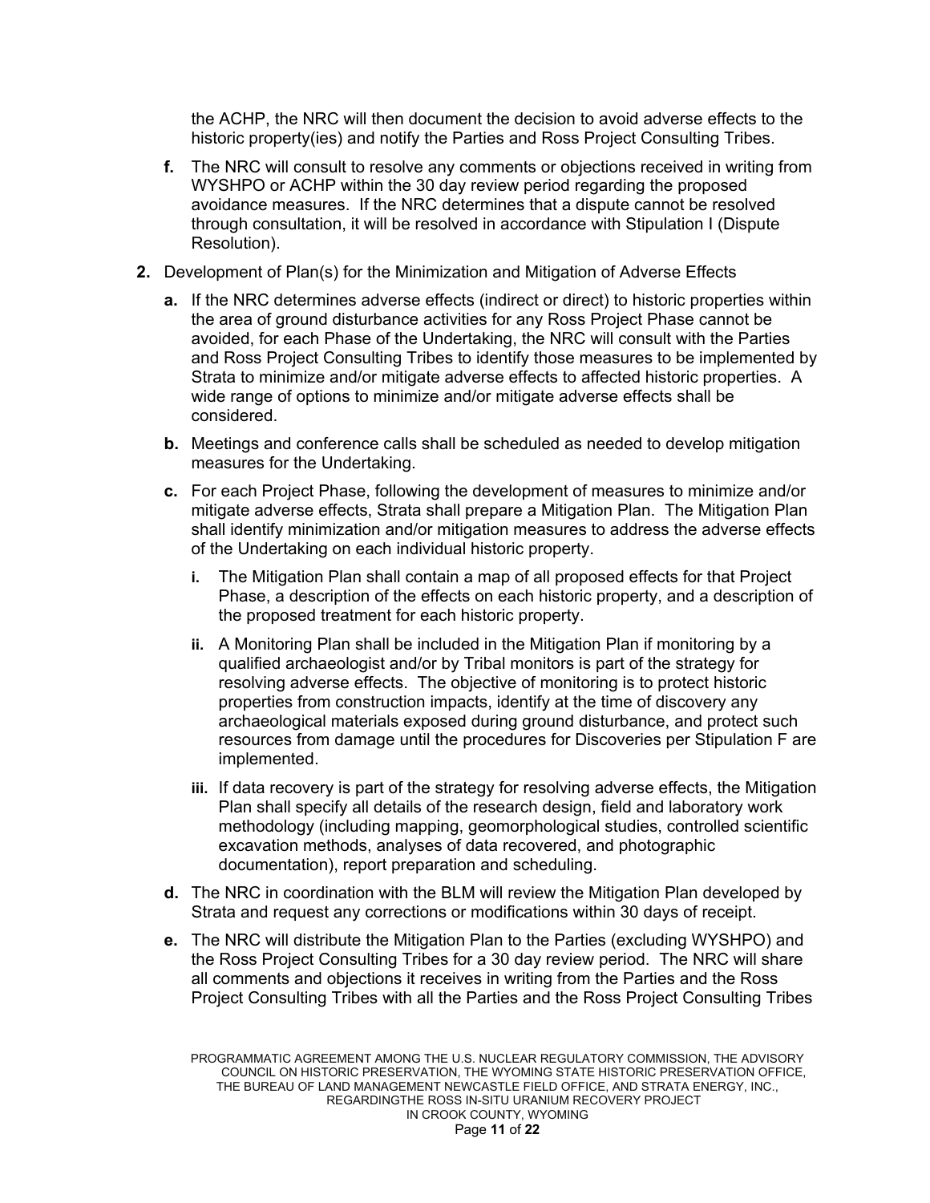the ACHP, the NRC will then document the decision to avoid adverse effects to the historic property(ies) and notify the Parties and Ross Project Consulting Tribes.

**f.** The NRC will consult to resolve any comments or objections received in writing from WYSHPO or ACHP within the 30 day review period regarding the proposed avoidance measures. If the NRC determines that a dispute cannot be resolved through consultation, it will be resolved in accordance with Stipulation I (Dispute Resolution).

**2.** Development of Plan(s) for the Minimization and Mitigation of Adverse Effects

**a.** If the NRC determines adverse effects (indirect or direct) to historic properties within the area of ground disturbance activities for any Ross Project Phase cannot be avoided, for each Phase of the Undertaking, the NRC will consult with the Parties and Ross Project Consulting Tribes to identify those measures to be implemented by Strata to minimize and/or mitigate adverse effects to affected historic properties. A wide range of options to minimize and/or mitigate adverse effects shall be considered.

**b.** Meetings and conference calls shall be scheduled as needed to develop mitigation measures for the Undertaking.

**c.** For each Project Phase, following the development of measures to minimize and/or mitigate adverse effects, Strata shall prepare a Mitigation Plan. The Mitigation Plan shall identify minimization and/or mitigation measures to address the adverse effects of the Undertaking on each individual historic property.

**i.** The Mitigation Plan shall contain a map of all proposed effects for that Project Phase, a description of the effects on each historic property, and a description of the proposed treatment for each historic property.

**ii.** A Monitoring Plan shall be included in the Mitigation Plan if monitoring by a qualified archaeologist and/or by Tribal monitors is part of the strategy for resolving adverse effects. The objective of monitoring is to protect historic properties from construction impacts, identify at the time of discovery any archaeological materials exposed during ground disturbance, and protect such resources from damage until the procedures for Discoveries per Stipulation F are implemented.

**iii.** If data recovery is part of the strategy for resolving adverse effects, the Mitigation Plan shall specify all details of the research design, field and laboratory work methodology (including mapping, geomorphological studies, controlled scientific excavation methods, analyses of data recovered, and photographic documentation), report preparation and scheduling.

**d.** The NRC in coordination with the BLM will review the Mitigation Plan developed by Strata and request any corrections or modifications within 30 days of receipt.

**e.** The NRC will distribute the Mitigation Plan to the Parties (excluding WYSHPO) and the Ross Project Consulting Tribes for a 30 day review period. The NRC will share all comments and objections it receives in writing from the Parties and the Ross Project Consulting Tribes with all the Parties and the Ross Project Consulting Tribes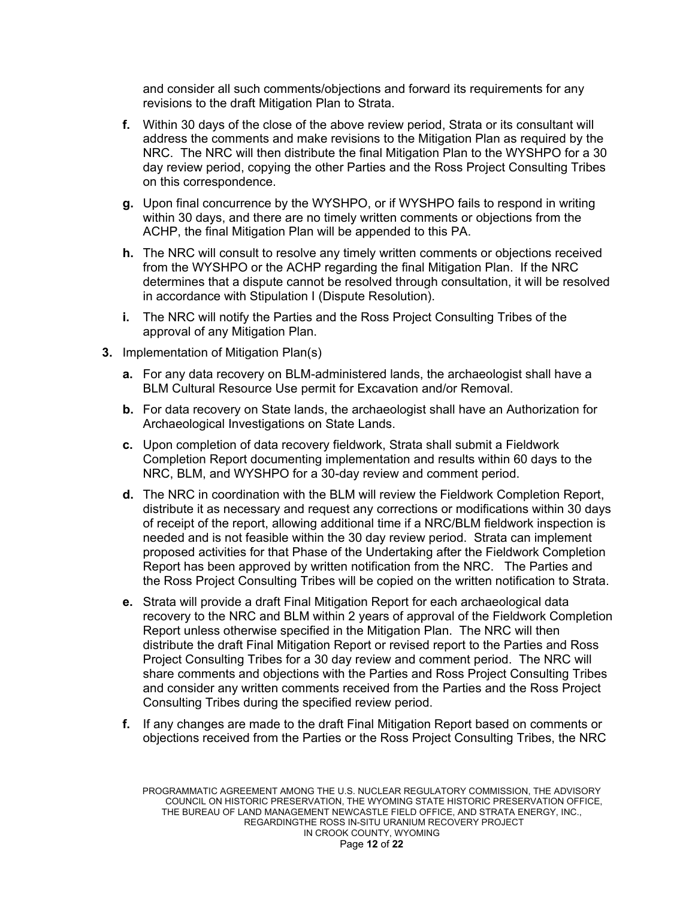and consider all such comments/objections and forward its requirements for any revisions to the draft Mitigation Plan to Strata.

**f.** Within 30 days of the close of the above review period, Strata or its consultant will address the comments and make revisions to the Mitigation Plan as required by the NRC. The NRC will then distribute the final Mitigation Plan to the WYSHPO for a 30 day review period, copying the other Parties and the Ross Project Consulting Tribes on this correspondence.

**g.** Upon final concurrence by the WYSHPO, or if WYSHPO fails to respond in writing within 30 days, and there are no timely written comments or objections from the ACHP, the final Mitigation Plan will be appended to this PA.

**h.** The NRC will consult to resolve any timely written comments or objections received from the WYSHPO or the ACHP regarding the final Mitigation Plan. If the NRC determines that a dispute cannot be resolved through consultation, it will be resolved in accordance with Stipulation I (Dispute Resolution).

**i.** The NRC will notify the Parties and the Ross Project Consulting Tribes of the approval of any Mitigation Plan.

**3.** Implementation of Mitigation Plan(s)

**a.** For any data recovery on BLM-administered lands, the archaeologist shall have a BLM Cultural Resource Use permit for Excavation and/or Removal.

**b.** For data recovery on State lands, the archaeologist shall have an Authorization for Archaeological Investigations on State Lands.

**c.** Upon completion of data recovery fieldwork, Strata shall submit a Fieldwork Completion Report documenting implementation and results within 60 days to the NRC, BLM, and WYSHPO for a 30-day review and comment period.

**d.** The NRC in coordination with the BLM will review the Fieldwork Completion Report, distribute it as necessary and request any corrections or modifications within 30 days of receipt of the report, allowing additional time if a NRC/BLM fieldwork inspection is needed and is not feasible within the 30 day review period. Strata can implement proposed activities for that Phase of the Undertaking after the Fieldwork Completion Report has been approved by written notification from the NRC. The Parties and the Ross Project Consulting Tribes will be copied on the written notification to Strata.

**e.** Strata will provide a draft Final Mitigation Report for each archaeological data recovery to the NRC and BLM within 2 years of approval of the Fieldwork Completion Report unless otherwise specified in the Mitigation Plan. The NRC will then distribute the draft Final Mitigation Report or revised report to the Parties and Ross Project Consulting Tribes for a 30 day review and comment period. The NRC will share comments and objections with the Parties and Ross Project Consulting Tribes and consider any written comments received from the Parties and the Ross Project Consulting Tribes during the specified review period.

**f.** If any changes are made to the draft Final Mitigation Report based on comments or objections received from the Parties or the Ross Project Consulting Tribes, the NRC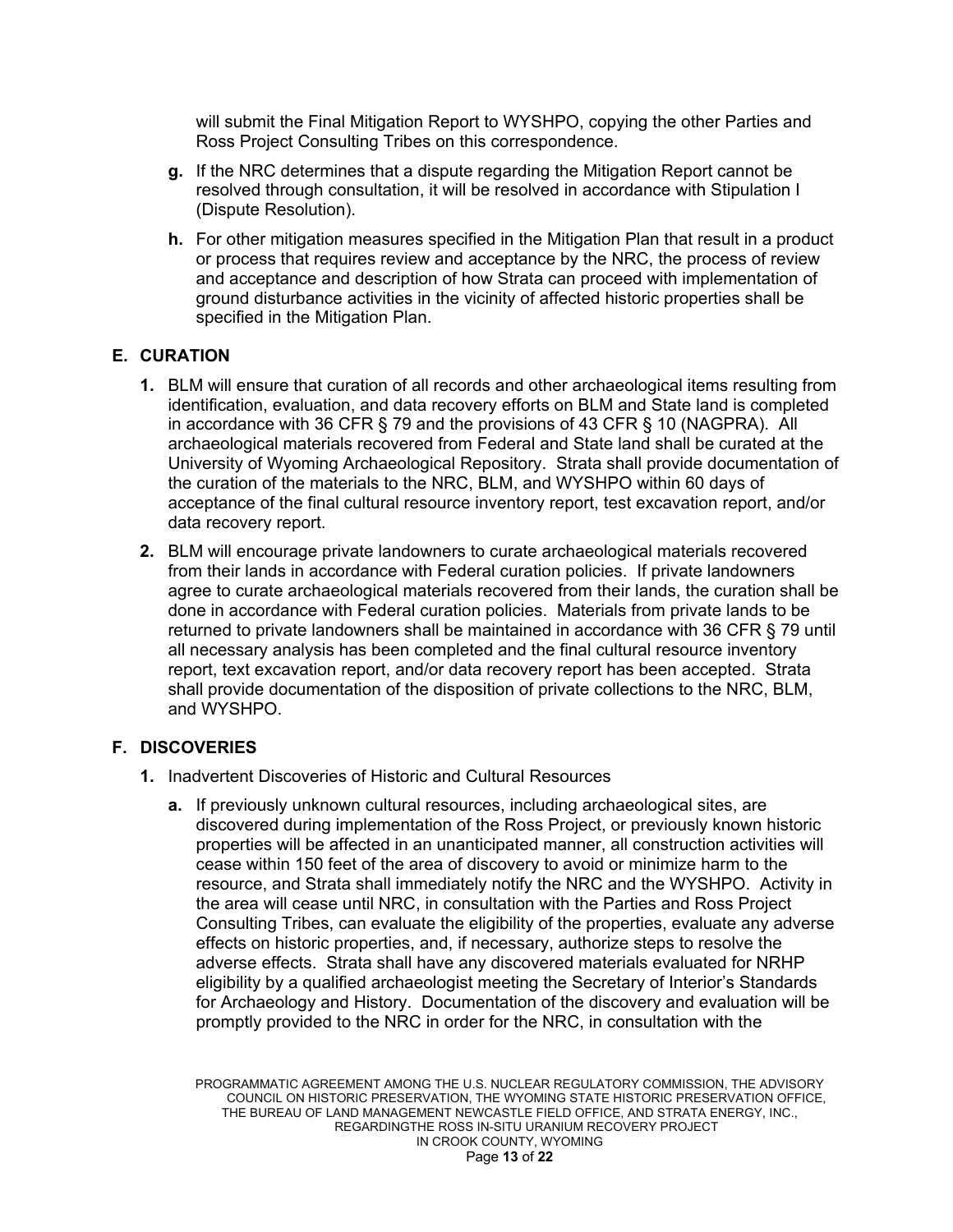will submit the Final Mitigation Report to WYSHPO, copying the other Parties and Ross Project Consulting Tribes on this correspondence.

**g.** If the NRC determines that a dispute regarding the Mitigation Report cannot be resolved through consultation, it will be resolved in accordance with Stipulation I (Dispute Resolution).

**h.** For other mitigation measures specified in the Mitigation Plan that result in a product or process that requires review and acceptance by the NRC, the process of review and acceptance and description of how Strata can proceed with implementation of ground disturbance activities in the vicinity of affected historic properties shall be specified in the Mitigation Plan.

## E. CURATION

**1.** BLM will ensure that curation of all records and other archaeological items resulting from identification, evaluation, and data recovery efforts on BLM and State land is completed in accordance with 36 CFR § 79 and the provisions of 43 CFR § 10 (NAGPRA). All archaeological materials recovered from Federal and State land shall be curated at the University of Wyoming Archaeological Repository. Strata shall provide documentation of the curation of the materials to the NRC, BLM, and WYSHPO within 60 days of acceptance of the final cultural resource inventory report, test excavation report, and/or data recovery report.

**2.** BLM will encourage private landowners to curate archaeological materials recovered from their lands in accordance with Federal curation policies. If private landowners agree to curate archaeological materials recovered from their lands, the curation shall be done in accordance with Federal curation policies. Materials from private lands to be returned to private landowners shall be maintained in accordance with 36 CFR § 79 until all necessary analysis has been completed and the final cultural resource inventory report, text excavation report, and/or data recovery report has been accepted. Strata shall provide documentation of the disposition of private collections to the NRC, BLM, and WYSHPO.

## F. DISCOVERIES

**1.** Inadvertent Discoveries of Historic and Cultural Resources

**a.** If previously unknown cultural resources, including archaeological sites, are discovered during implementation of the Ross Project, or previously known historic properties will be affected in an unanticipated manner, all construction activities will cease within 150 feet of the area of discovery to avoid or minimize harm to the resource, and Strata shall immediately notify the NRC and the WYSHPO. Activity in the area will cease until NRC, in consultation with the Parties and Ross Project Consulting Tribes, can evaluate the eligibility of the properties, evaluate any adverse effects on historic properties, and, if necessary, authorize steps to resolve the adverse effects. Strata shall have any discovered materials evaluated for NRHP eligibility by a qualified archaeologist meeting the Secretary of Interior's Standards for Archaeology and History. Documentation of the discovery and evaluation will be promptly provided to the NRC in order for the NRC, in consultation with the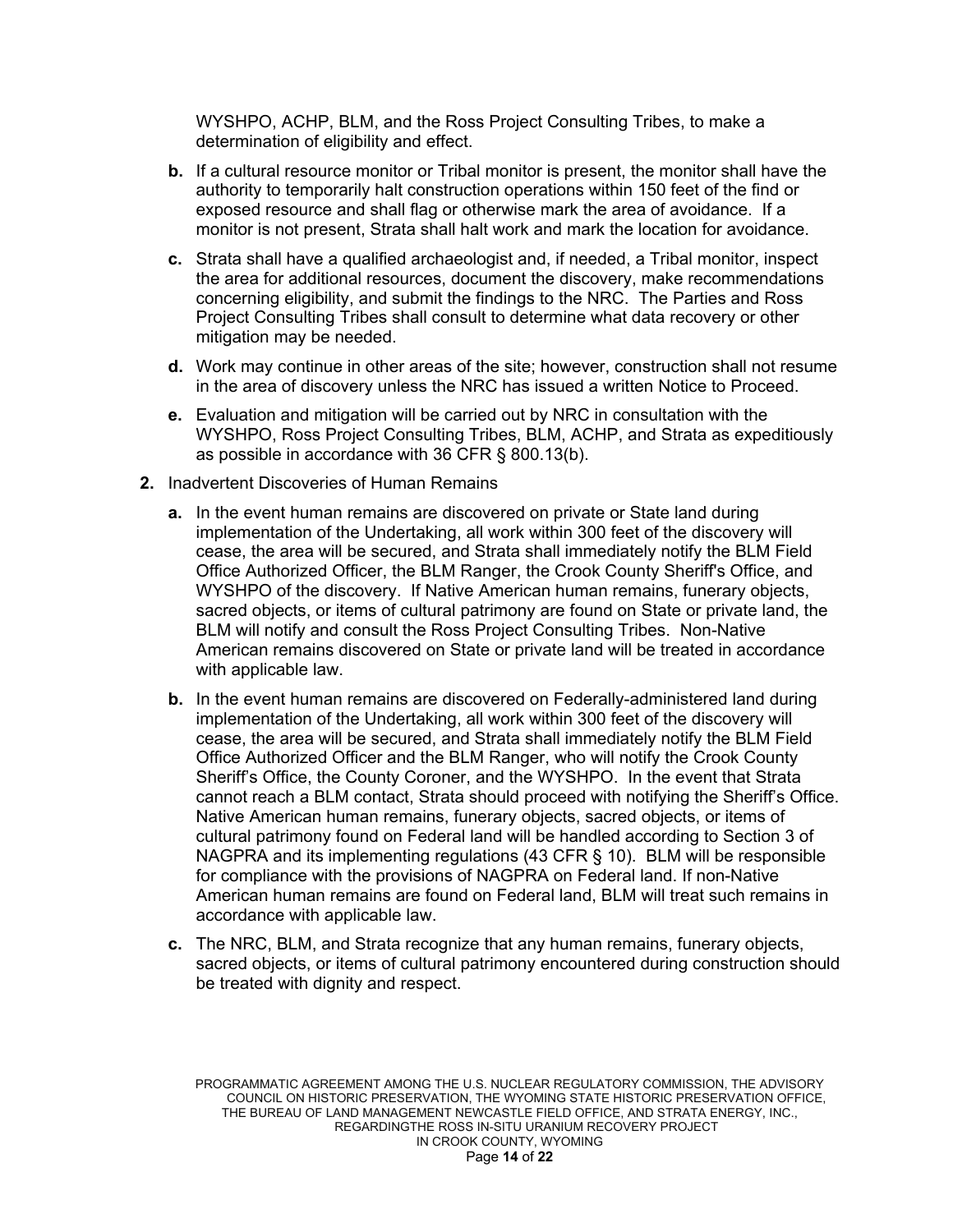WYSHPO, ACHP, BLM, and the Ross Project Consulting Tribes, to make a determination of eligibility and effect.

- **b.** If a cultural resource monitor or Tribal monitor is present, the monitor shall have the authority to temporarily halt construction operations within 150 feet of the find or exposed resource and shall flag or otherwise mark the area of avoidance. If a monitor is not present, Strata shall halt work and mark the location for avoidance.
- **c.** Strata shall have a qualified archaeologist and, if needed, a Tribal monitor, inspect the area for additional resources, document the discovery, make recommendations concerning eligibility, and submit the findings to the NRC. The Parties and Ross Project Consulting Tribes shall consult to determine what data recovery or other mitigation may be needed.
- **d.** Work may continue in other areas of the site; however, construction shall not resume in the area of discovery unless the NRC has issued a written Notice to Proceed.
- **e.** Evaluation and mitigation will be carried out by NRC in consultation with the WYSHPO, Ross Project Consulting Tribes, BLM, ACHP, and Strata as expeditiously as possible in accordance with 36 CFR § 800.13(b).

**2.** Inadvertent Discoveries of Human Remains

- **a.** In the event human remains are discovered on private or State land during implementation of the Undertaking, all work within 300 feet of the discovery will cease, the area will be secured, and Strata shall immediately notify the BLM Field Office Authorized Officer, the BLM Ranger, the Crook County Sheriff's Office, and WYSHPO of the discovery. If Native American human remains, funerary objects, sacred objects, or items of cultural patrimony are found on State or private land, the BLM will notify and consult the Ross Project Consulting Tribes. Non-Native American remains discovered on State or private land will be treated in accordance with applicable law.
- **b.** In the event human remains are discovered on Federally-administered land during implementation of the Undertaking, all work within 300 feet of the discovery will cease, the area will be secured, and Strata shall immediately notify the BLM Field Office Authorized Officer and the BLM Ranger, who will notify the Crook County Sheriff's Office, the County Coroner, and the WYSHPO. In the event that Strata cannot reach a BLM contact, Strata should proceed with notifying the Sheriff's Office. Native American human remains, funerary objects, sacred objects, or items of cultural patrimony found on Federal land will be handled according to Section 3 of NAGPRA and its implementing regulations (43 CFR § 10). BLM will be responsible for compliance with the provisions of NAGPRA on Federal land. If non-Native American human remains are found on Federal land, BLM will treat such remains in accordance with applicable law.
- **c.** The NRC, BLM, and Strata recognize that any human remains, funerary objects, sacred objects, or items of cultural patrimony encountered during construction should be treated with dignity and respect.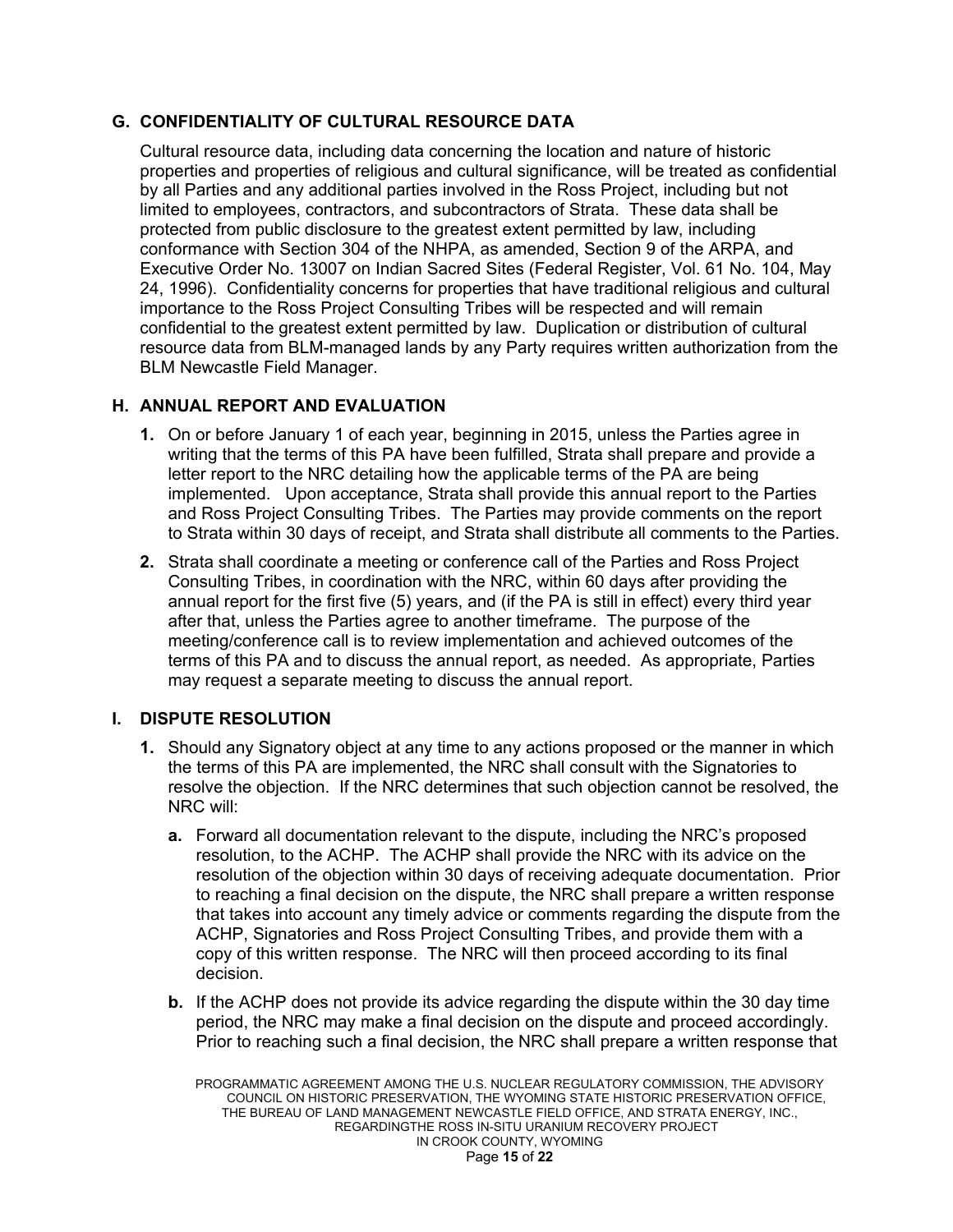## G. CONFIDENTIALITY OF CULTURAL RESOURCE DATA

Cultural resource data, including data concerning the location and nature of historic properties and properties of religious and cultural significance, will be treated as confidential by all Parties and any additional parties involved in the Ross Project, including but not limited to employees, contractors, and subcontractors of Strata. These data shall be protected from public disclosure to the greatest extent permitted by law, including conformance with Section 304 of the NHPA, as amended, Section 9 of the ARPA, and Executive Order No. 13007 on Indian Sacred Sites (Federal Register, Vol. 61 No. 104, May 24, 1996). Confidentiality concerns for properties that have traditional religious and cultural importance to the Ross Project Consulting Tribes will be respected and will remain confidential to the greatest extent permitted by law. Duplication or distribution of cultural resource data from BLM-managed lands by any Party requires written authorization from the BLM Newcastle Field Manager.

## H. ANNUAL REPORT AND EVALUATION

1. On or before January 1 of each year, beginning in 2015, unless the Parties agree in writing that the terms of this PA have been fulfilled, Strata shall prepare and provide a letter report to the NRC detailing how the applicable terms of the PA are being implemented. Upon acceptance, Strata shall provide this annual report to the Parties and Ross Project Consulting Tribes. The Parties may provide comments on the report to Strata within 30 days of receipt, and Strata shall distribute all comments to the Parties.
2. Strata shall coordinate a meeting or conference call of the Parties and Ross Project Consulting Tribes, in coordination with the NRC, within 60 days after providing the annual report for the first five (5) years, and (if the PA is still in effect) every third year after that, unless the Parties agree to another timeframe. The purpose of the meeting/conference call is to review implementation and achieved outcomes of the terms of this PA and to discuss the annual report, as needed. As appropriate, Parties may request a separate meeting to discuss the annual report.

## I. DISPUTE RESOLUTION

1. Should any Signatory object at any time to any actions proposed or the manner in which the terms of this PA are implemented, the NRC shall consult with the Signatories to resolve the objection. If the NRC determines that such objection cannot be resolved, the NRC will:
   - **a.** Forward all documentation relevant to the dispute, including the NRC's proposed resolution, to the ACHP. The ACHP shall provide the NRC with its advice on the resolution of the objection within 30 days of receiving adequate documentation. Prior to reaching a final decision on the dispute, the NRC shall prepare a written response that takes into account any timely advice or comments regarding the dispute from the ACHP, Signatories and Ross Project Consulting Tribes, and provide them with a copy of this written response. The NRC will then proceed according to its final decision.
   - **b.** If the ACHP does not provide its advice regarding the dispute within the 30 day time period, the NRC may make a final decision on the dispute and proceed accordingly. Prior to reaching such a final decision, the NRC shall prepare a written response that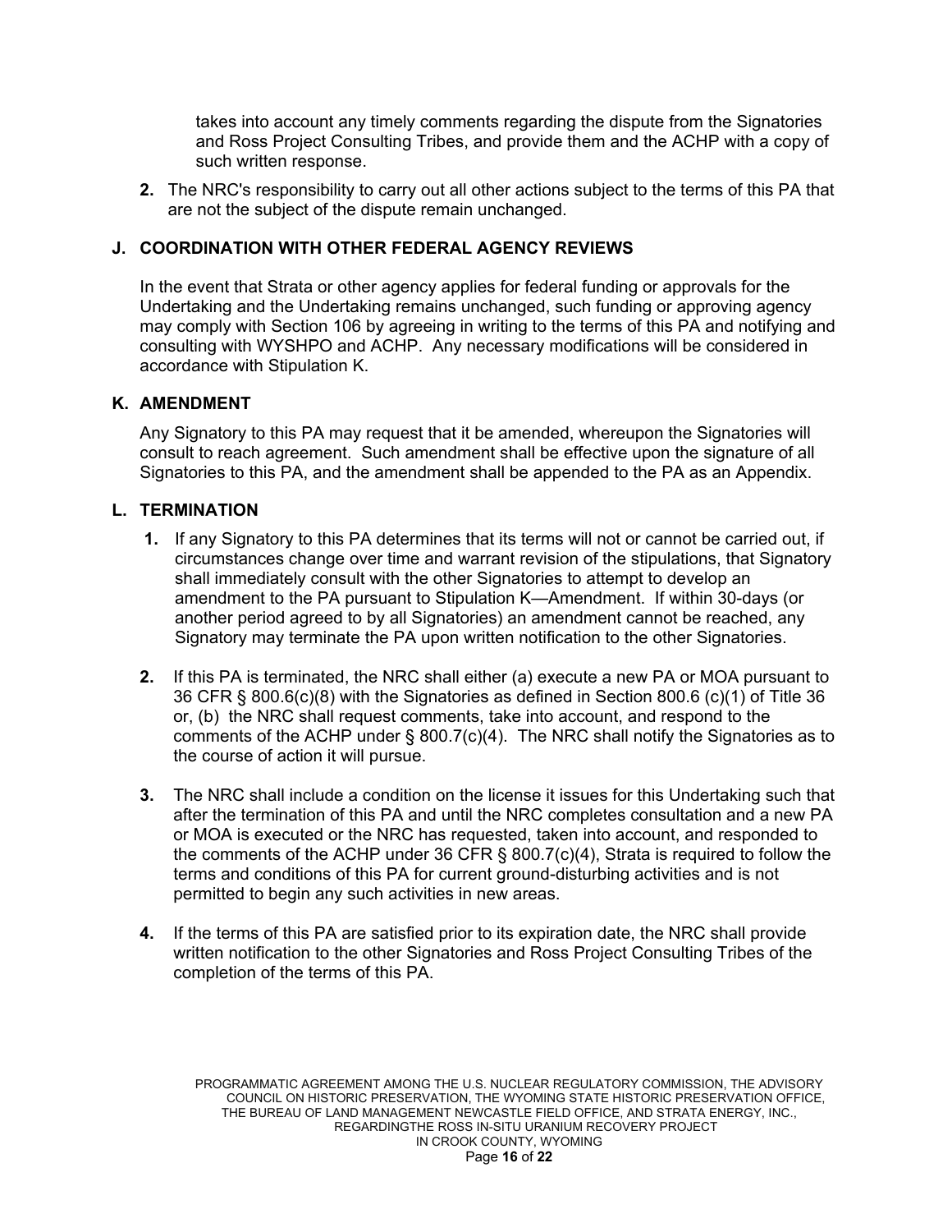takes into account any timely comments regarding the dispute from the Signatories and Ross Project Consulting Tribes, and provide them and the ACHP with a copy of such written response.

**2.** The NRC's responsibility to carry out all other actions subject to the terms of this PA that are not the subject of the dispute remain unchanged.

## J. COORDINATION WITH OTHER FEDERAL AGENCY REVIEWS

In the event that Strata or other agency applies for federal funding or approvals for the Undertaking and the Undertaking remains unchanged, such funding or approving agency may comply with Section 106 by agreeing in writing to the terms of this PA and notifying and consulting with WYSHPO and ACHP. Any necessary modifications will be considered in accordance with Stipulation K.

## K. AMENDMENT

Any Signatory to this PA may request that it be amended, whereupon the Signatories will consult to reach agreement. Such amendment shall be effective upon the signature of all Signatories to this PA, and the amendment shall be appended to the PA as an Appendix.

## L. TERMINATION

**1.** If any Signatory to this PA determines that its terms will not or cannot be carried out, if circumstances change over time and warrant revision of the stipulations, that Signatory shall immediately consult with the other Signatories to attempt to develop an amendment to the PA pursuant to Stipulation K—Amendment. If within 30-days (or another period agreed to by all Signatories) an amendment cannot be reached, any Signatory may terminate the PA upon written notification to the other Signatories.

**2.** If this PA is terminated, the NRC shall either (a) execute a new PA or MOA pursuant to 36 CFR § 800.6(c)(8) with the Signatories as defined in Section 800.6 (c)(1) of Title 36 or, (b) the NRC shall request comments, take into account, and respond to the comments of the ACHP under § 800.7(c)(4). The NRC shall notify the Signatories as to the course of action it will pursue.

**3.** The NRC shall include a condition on the license it issues for this Undertaking such that after the termination of this PA and until the NRC completes consultation and a new PA or MOA is executed or the NRC has requested, taken into account, and responded to the comments of the ACHP under 36 CFR § 800.7(c)(4), Strata is required to follow the terms and conditions of this PA for current ground-disturbing activities and is not permitted to begin any such activities in new areas.

**4.** If the terms of this PA are satisfied prior to its expiration date, the NRC shall provide written notification to the other Signatories and Ross Project Consulting Tribes of the completion of the terms of this PA.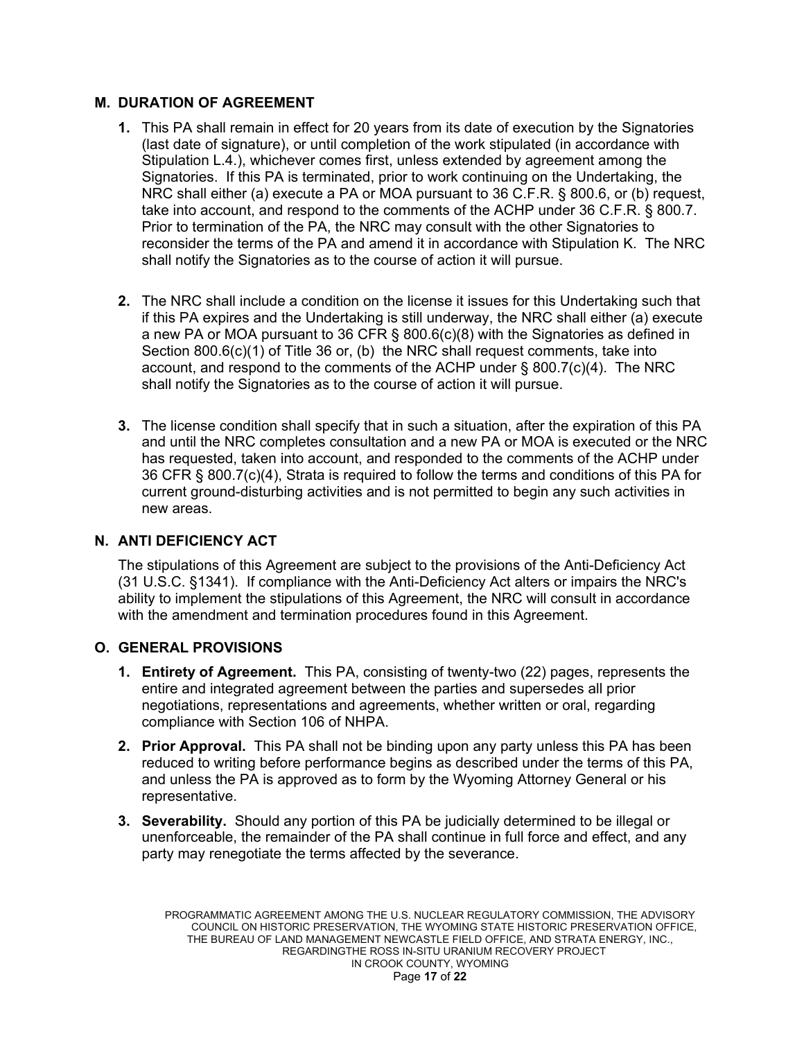## M. DURATION OF AGREEMENT

1. This PA shall remain in effect for 20 years from its date of execution by the Signatories (last date of signature), or until completion of the work stipulated (in accordance with Stipulation L.4.), whichever comes first, unless extended by agreement among the Signatories. If this PA is terminated, prior to work continuing on the Undertaking, the NRC shall either (a) execute a PA or MOA pursuant to 36 C.F.R. § 800.6, or (b) request, take into account, and respond to the comments of the ACHP under 36 C.F.R. § 800.7. Prior to termination of the PA, the NRC may consult with the other Signatories to reconsider the terms of the PA and amend it in accordance with Stipulation K. The NRC shall notify the Signatories as to the course of action it will pursue.

2. The NRC shall include a condition on the license it issues for this Undertaking such that if this PA expires and the Undertaking is still underway, the NRC shall either (a) execute a new PA or MOA pursuant to 36 CFR § 800.6(c)(8) with the Signatories as defined in Section 800.6(c)(1) of Title 36 or, (b) the NRC shall request comments, take into account, and respond to the comments of the ACHP under § 800.7(c)(4). The NRC shall notify the Signatories as to the course of action it will pursue.

3. The license condition shall specify that in such a situation, after the expiration of this PA and until the NRC completes consultation and a new PA or MOA is executed or the NRC has requested, taken into account, and responded to the comments of the ACHP under 36 CFR § 800.7(c)(4), Strata is required to follow the terms and conditions of this PA for current ground-disturbing activities and is not permitted to begin any such activities in new areas.

## N. ANTI DEFICIENCY ACT

The stipulations of this Agreement are subject to the provisions of the Anti-Deficiency Act (31 U.S.C. §1341). If compliance with the Anti-Deficiency Act alters or impairs the NRC's ability to implement the stipulations of this Agreement, the NRC will consult in accordance with the amendment and termination procedures found in this Agreement.

## O. GENERAL PROVISIONS

1. **Entirety of Agreement.** This PA, consisting of twenty-two (22) pages, represents the entire and integrated agreement between the parties and supersedes all prior negotiations, representations and agreements, whether written or oral, regarding compliance with Section 106 of NHPA.

2. **Prior Approval.** This PA shall not be binding upon any party unless this PA has been reduced to writing before performance begins as described under the terms of this PA, and unless the PA is approved as to form by the Wyoming Attorney General or his representative.

3. **Severability.** Should any portion of this PA be judicially determined to be illegal or unenforceable, the remainder of the PA shall continue in full force and effect, and any party may renegotiate the terms affected by the severance.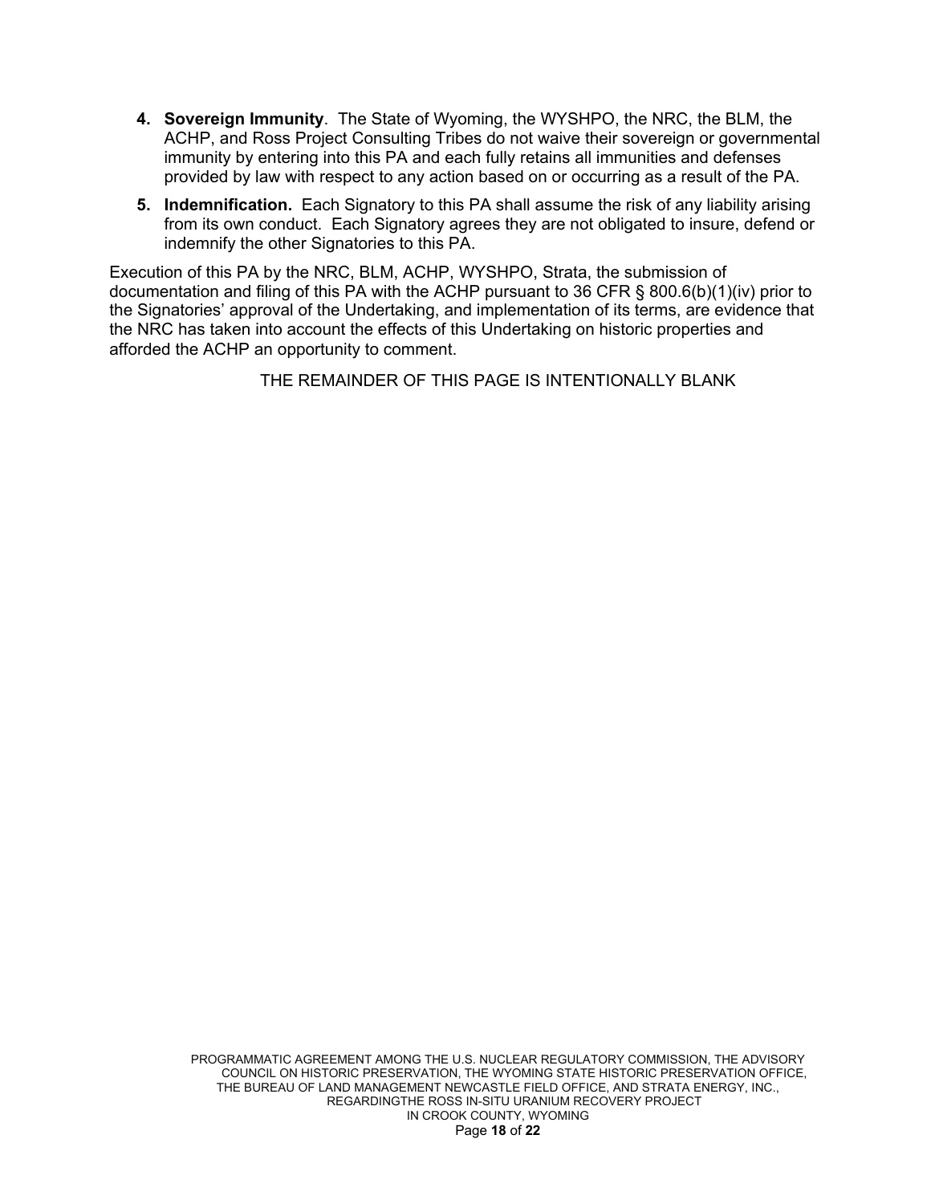4. **Sovereign Immunity**. The State of Wyoming, the WYSHPO, the NRC, the BLM, the ACHP, and Ross Project Consulting Tribes do not waive their sovereign or governmental immunity by entering into this PA and each fully retains all immunities and defenses provided by law with respect to any action based on or occurring as a result of the PA.
5. **Indemnification.** Each Signatory to this PA shall assume the risk of any liability arising from its own conduct. Each Signatory agrees they are not obligated to insure, defend or indemnify the other Signatories to this PA.

Execution of this PA by the NRC, BLM, ACHP, WYSHPO, Strata, the submission of documentation and filing of this PA with the ACHP pursuant to 36 CFR § 800.6(b)(1)(iv) prior to the Signatories' approval of the Undertaking, and implementation of its terms, are evidence that the NRC has taken into account the effects of this Undertaking on historic properties and afforded the ACHP an opportunity to comment.

THE REMAINDER OF THIS PAGE IS INTENTIONALLY BLANK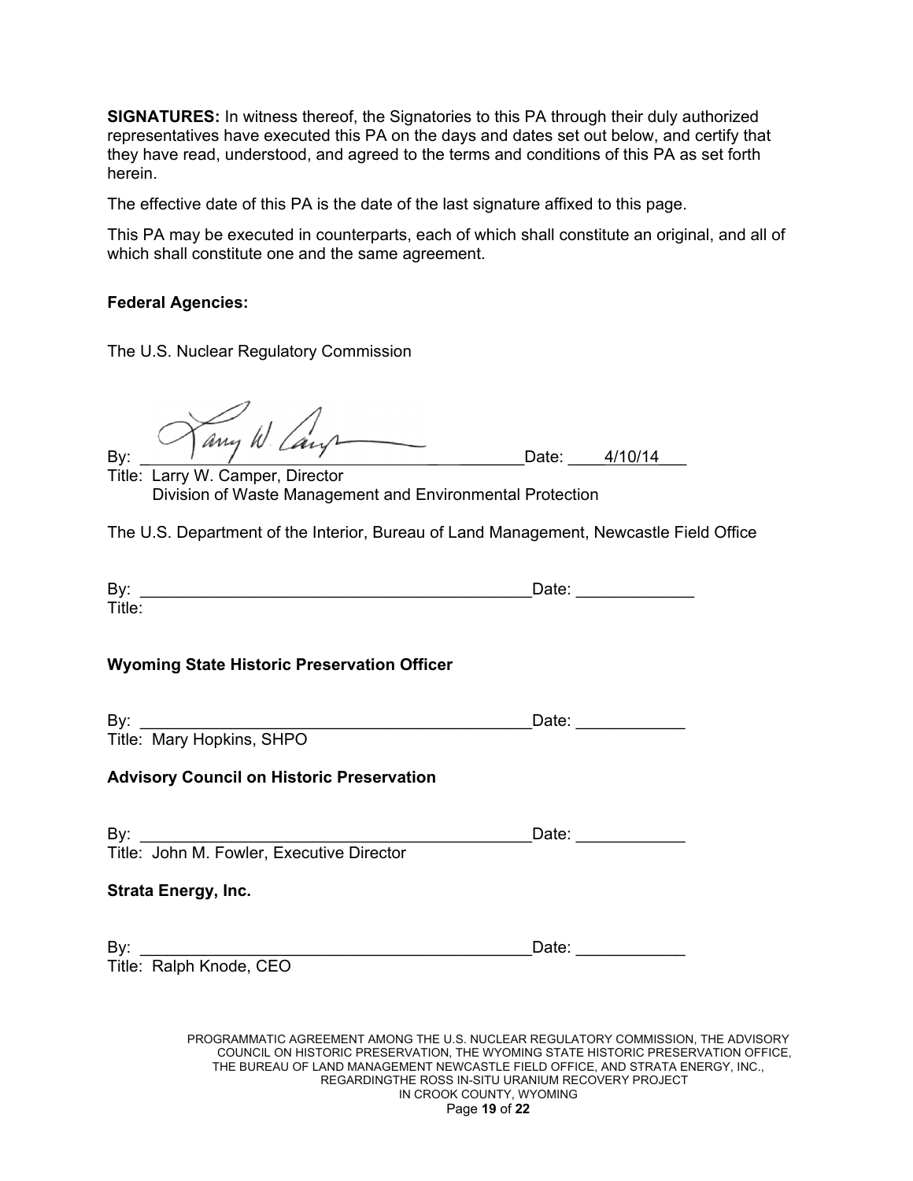**SIGNATURES:** In witness thereof, the Signatories to this PA through their duly authorized representatives have executed this PA on the days and dates set out below, and certify that they have read, understood, and agreed to the terms and conditions of this PA as set forth herein.

The effective date of this PA is the date of the last signature affixed to this page.

This PA may be executed in counterparts, each of which shall constitute an original, and all of which shall constitute one and the same agreement.

**Federal Agencies:**

The U.S. Nuclear Regulatory Commission

By: Larry W. Camper ____________________ Date: 4/10/14
Title: Larry W. Camper, Director
Division of Waste Management and Environmental Protection

The U.S. Department of the Interior, Bureau of Land Management, Newcastle Field Office

By: ____________________________________________ Date: _____________
Title:

**Wyoming State Historic Preservation Officer**

By: ____________________________________________ Date: ____________
Title: Mary Hopkins, SHPO

**Advisory Council on Historic Preservation**

By: ____________________________________________ Date: ____________
Title: John M. Fowler, Executive Director

**Strata Energy, Inc.**

By: ____________________________________________ Date: ____________
Title: Ralph Knode, CEO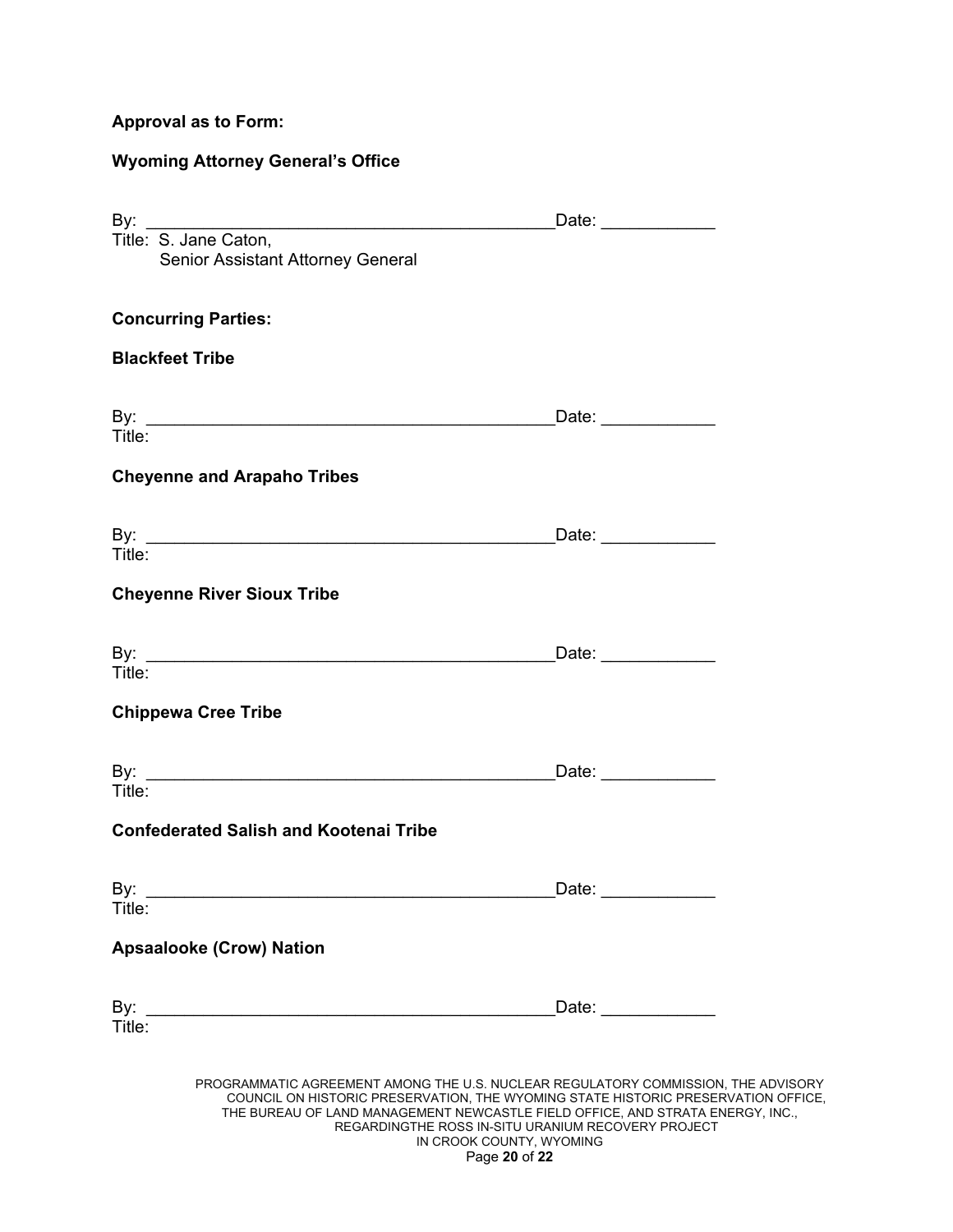**Approval as to Form:**

**Wyoming Attorney General's Office**

By: \_\_\_\_\_\_\_\_\_\_\_\_\_\_\_\_\_\_\_\_\_\_\_\_\_\_\_\_\_\_\_\_\_\_\_\_\_\_\_\_\_\_\_\_Date: \_\_\_\_\_\_\_\_\_\_\_\_
Title: S. Jane Caton,
Senior Assistant Attorney General

**Concurring Parties:**

**Blackfeet Tribe**

By: \_\_\_\_\_\_\_\_\_\_\_\_\_\_\_\_\_\_\_\_\_\_\_\_\_\_\_\_\_\_\_\_\_\_\_\_\_\_\_\_\_\_\_\_Date: \_\_\_\_\_\_\_\_\_\_\_\_
Title:

**Cheyenne and Arapaho Tribes**

By: \_\_\_\_\_\_\_\_\_\_\_\_\_\_\_\_\_\_\_\_\_\_\_\_\_\_\_\_\_\_\_\_\_\_\_\_\_\_\_\_\_\_\_\_Date: \_\_\_\_\_\_\_\_\_\_\_\_
Title:

**Cheyenne River Sioux Tribe**

By: \_\_\_\_\_\_\_\_\_\_\_\_\_\_\_\_\_\_\_\_\_\_\_\_\_\_\_\_\_\_\_\_\_\_\_\_\_\_\_\_\_\_\_\_Date: \_\_\_\_\_\_\_\_\_\_\_\_
Title:

**Chippewa Cree Tribe**

By: \_\_\_\_\_\_\_\_\_\_\_\_\_\_\_\_\_\_\_\_\_\_\_\_\_\_\_\_\_\_\_\_\_\_\_\_\_\_\_\_\_\_\_\_Date: \_\_\_\_\_\_\_\_\_\_\_\_
Title:

**Confederated Salish and Kootenai Tribe**

By: \_\_\_\_\_\_\_\_\_\_\_\_\_\_\_\_\_\_\_\_\_\_\_\_\_\_\_\_\_\_\_\_\_\_\_\_\_\_\_\_\_\_\_\_Date: \_\_\_\_\_\_\_\_\_\_\_\_
Title:

**Apsaalooke (Crow) Nation**

By: \_\_\_\_\_\_\_\_\_\_\_\_\_\_\_\_\_\_\_\_\_\_\_\_\_\_\_\_\_\_\_\_\_\_\_\_\_\_\_\_\_\_\_\_Date: \_\_\_\_\_\_\_\_\_\_\_\_
Title: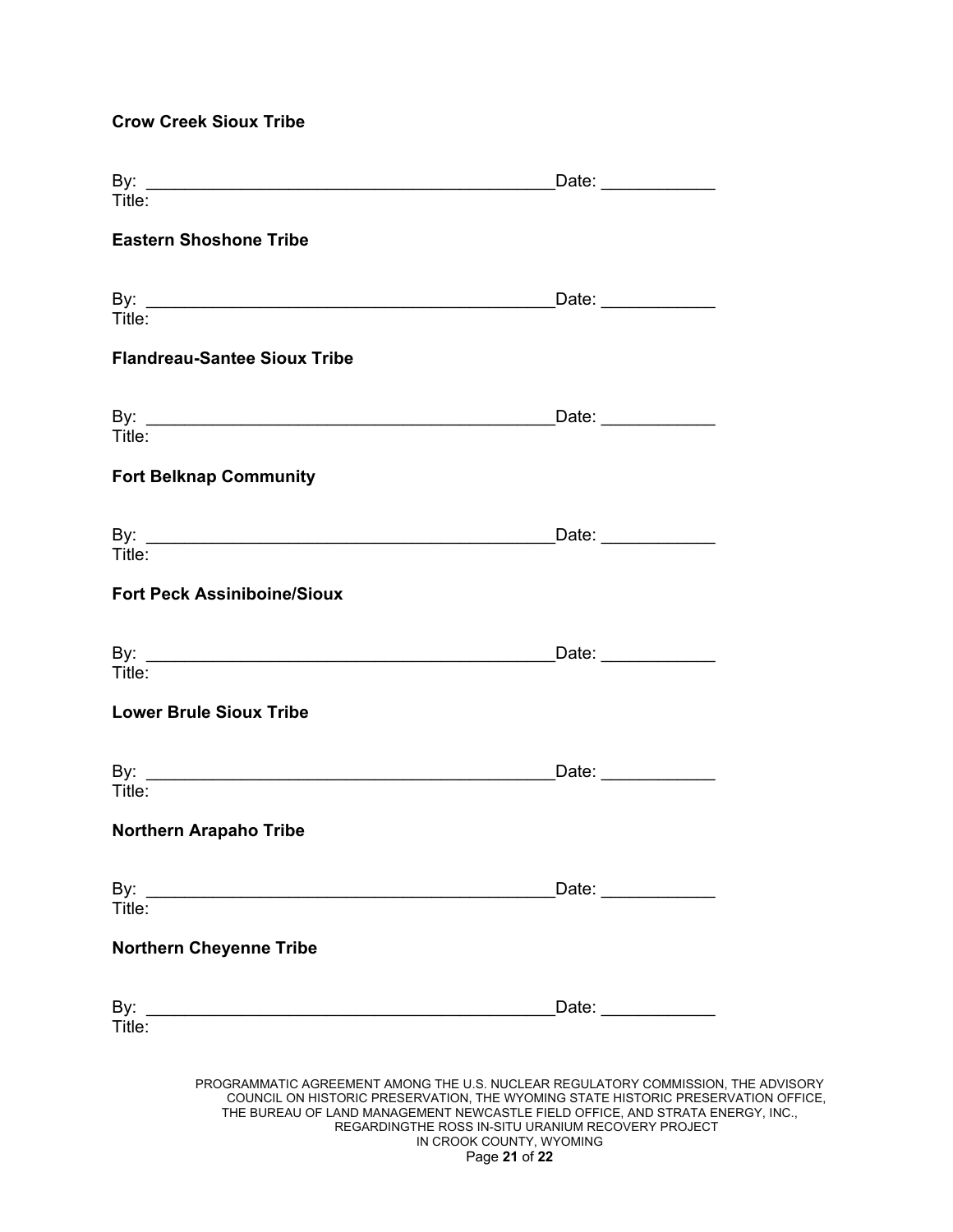**Crow Creek Sioux Tribe**

By: ___________________________________________Date: ___________
Title:

**Eastern Shoshone Tribe**

By: ___________________________________________Date: ___________
Title:

**Flandreau-Santee Sioux Tribe**

By: ___________________________________________Date: ___________
Title:

**Fort Belknap Community**

By: ___________________________________________Date: ___________
Title:

**Fort Peck Assiniboine/Sioux**

By: ___________________________________________Date: ___________
Title:

**Lower Brule Sioux Tribe**

By: ___________________________________________Date: ___________
Title:

**Northern Arapaho Tribe**

By: ___________________________________________Date: ___________
Title:

**Northern Cheyenne Tribe**

By: ___________________________________________Date: ___________
Title: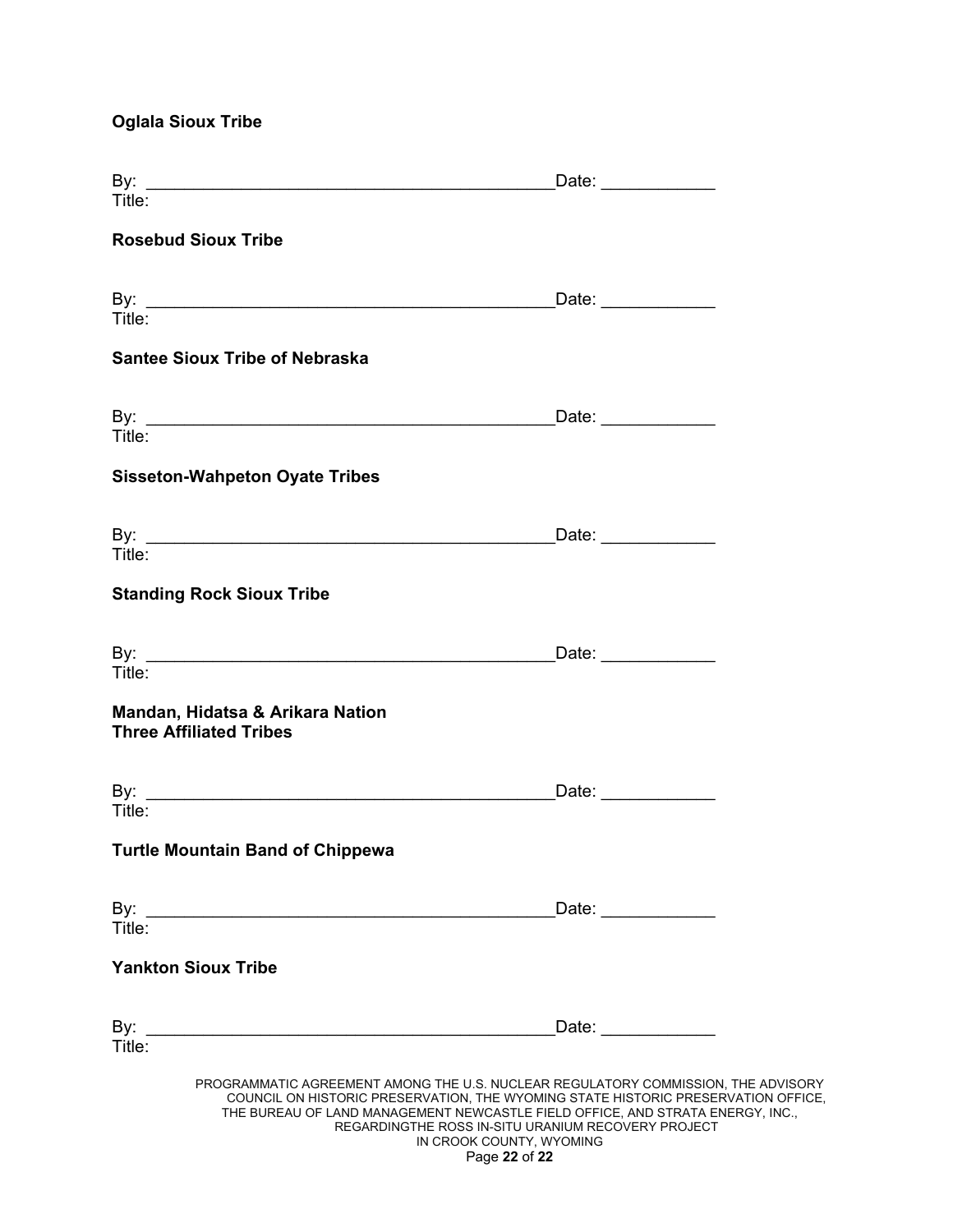**Oglala Sioux Tribe**

By: _________________________________________Date: ___________
Title:

**Rosebud Sioux Tribe**

By: _________________________________________Date: ___________
Title:

**Santee Sioux Tribe of Nebraska**

By: _________________________________________Date: ___________
Title:

**Sisseton-Wahpeton Oyate Tribes**

By: _________________________________________Date: ___________
Title:

**Standing Rock Sioux Tribe**

By: _________________________________________Date: ___________
Title:

**Mandan, Hidatsa & Arikara Nation**
**Three Affiliated Tribes**

By: _________________________________________Date: ___________
Title:

**Turtle Mountain Band of Chippewa**

By: _________________________________________Date: ___________
Title:

**Yankton Sioux Tribe**

By: _________________________________________Date: ___________
Title: